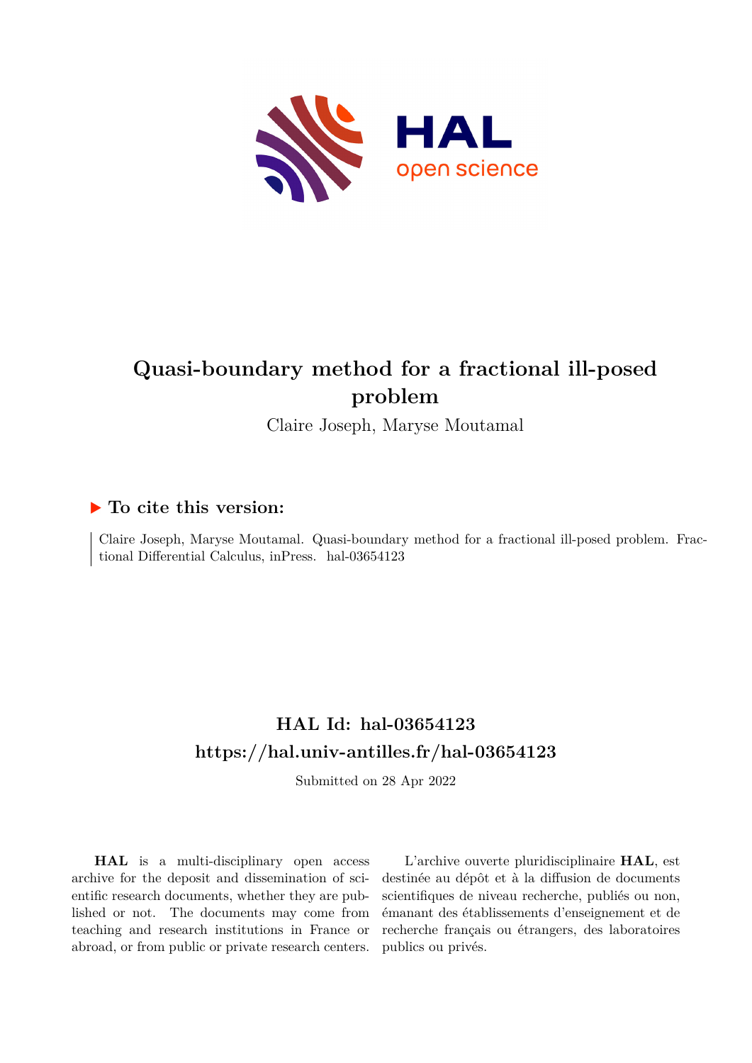# Quasi-boundary method for a fractional ill-posed problem

Claire Joseph, Maryse Moutamal

## ▶ To cite this version:

Claire Joseph, Maryse Moutamal. Quasi-boundary method for a fractional ill-posed problem. Fractional Differential Calculus, inPress. hal-03654123

## HAL Id: hal-03654123

## https://hal.univ-antilles.fr/hal-03654123

Submitted on 28 Apr 2022

**HAL** is a multi-disciplinary open access archive for the deposit and dissemination of scientific research documents, whether they are published or not. The documents may come from teaching and research institutions in France or abroad, or from public or private research centers.

L'archive ouverte pluridisciplinaire **HAL**, est destinée au dépôt et à la diffusion de documents scientifiques de niveau recherche, publiés ou non, émanant des établissements d'enseignement et de recherche français ou étrangers, des laboratoires publics ou privés.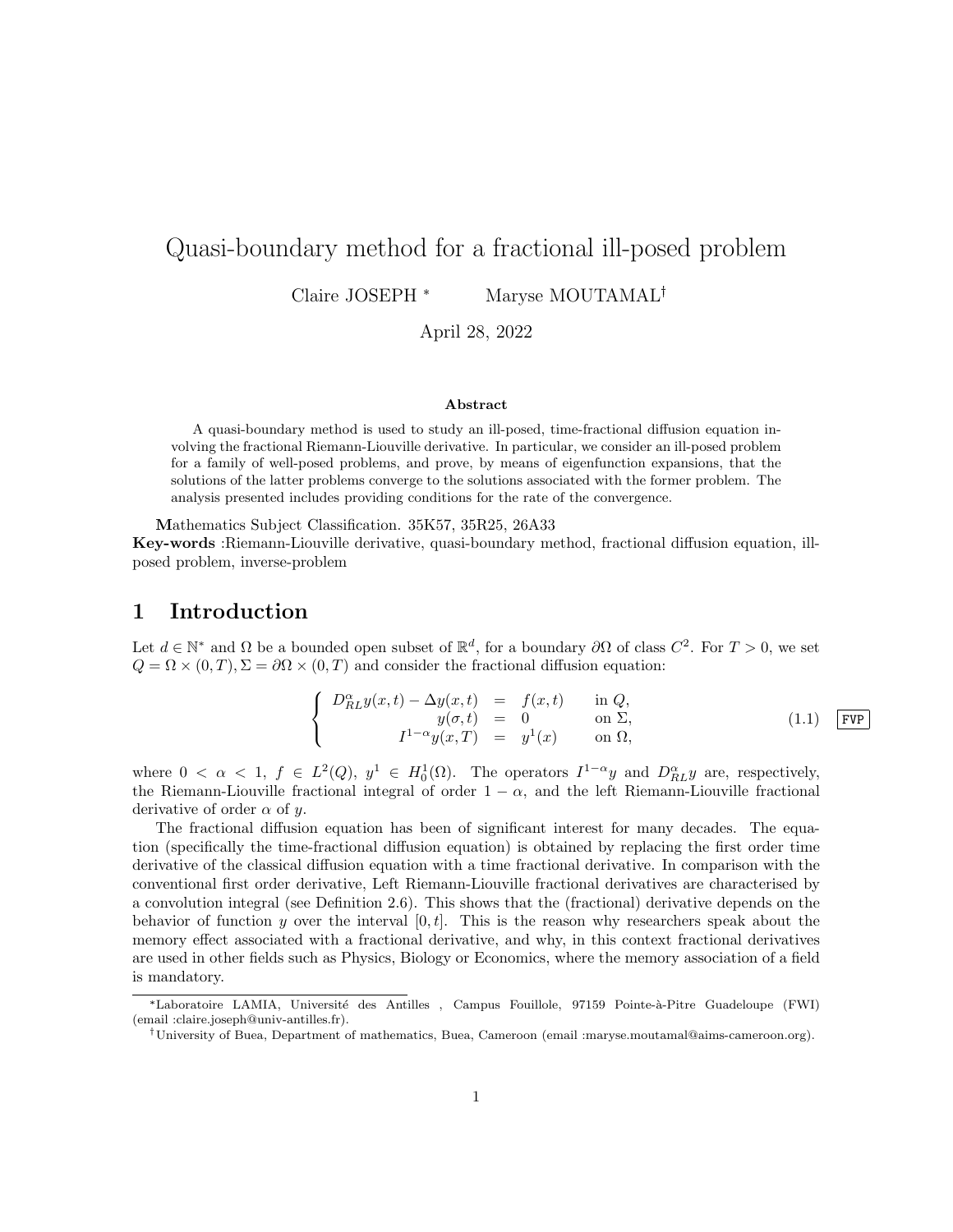# Quasi-boundary method for a fractional ill-posed problem

Claire JOSEPH [*] Maryse MOUTAMAL[†]

April 28, 2022

**Abstract**

A quasi-boundary method is used to study an ill-posed, time-fractional diffusion equation involving the fractional Riemann-Liouville derivative. In particular, we consider an ill-posed problem for a family of well-posed problems, and prove, by means of eigenfunction expansions, that the solutions of the latter problems converge to the solutions associated with the former problem. The analysis presented includes providing conditions for the rate of the convergence.

**M**athematics Subject Classification. 35K57, 35R25, 26A33

**Key-words** :Riemann-Liouville derivative, quasi-boundary method, fractional diffusion equation, ill-posed problem, inverse-problem

## 1 Introduction

Let $d \in \mathbb{N}^*$ and $\Omega$ be a bounded open subset of $\mathbb{R}^d$, for a boundary $\partial\Omega$ of class $C^2$. For $T > 0$, we set $Q = \Omega \times (0, T), \Sigma = \partial\Omega \times (0, T)$ and consider the fractional diffusion equation:

$$\left\{ \begin{array}{rcll} D^{\alpha}_{RL} y(x,t) - \Delta y(x,t) & = & f(x,t) & \text{in } Q, \\ y(\sigma,t) & = & 0 & \text{on } \Sigma, \\ I^{1-\alpha} y(x,T) & = & y^1(x) & \text{on } \Omega, \end{array} \right. \quad (1.1)$$

where $0 < \alpha < 1$, $f \in L^2(Q)$, $y^1 \in H^1_0(\Omega)$. The operators $I^{1-\alpha}y$ and $D^{\alpha}_{RL}y$ are, respectively, the Riemann-Liouville fractional integral of order $1 - \alpha$, and the left Riemann-Liouville fractional derivative of order $\alpha$ of $y$.

The fractional diffusion equation has been of significant interest for many decades. The equation (specifically the time-fractional diffusion equation) is obtained by replacing the first order time derivative of the classical diffusion equation with a time fractional derivative. In comparison with the conventional first order derivative, Left Riemann-Liouville fractional derivatives are characterised by a convolution integral (see Definition 2.6). This shows that the (fractional) derivative depends on the behavior of function $y$ over the interval $[0, t]$. This is the reason why researchers speak about the memory effect associated with a fractional derivative, and why, in this context fractional derivatives are used in other fields such as Physics, Biology or Economics, where the memory association of a field is mandatory.

---

[*] Laboratoire LAMIA, Université des Antilles , Campus Fouillole, 97159 Pointe-à-Pitre Guadeloupe (FWI) (email :claire.joseph@univ-antilles.fr).

[†] University of Buea, Department of mathematics, Buea, Cameroon (email :maryse.moutamal@aims-cameroon.org).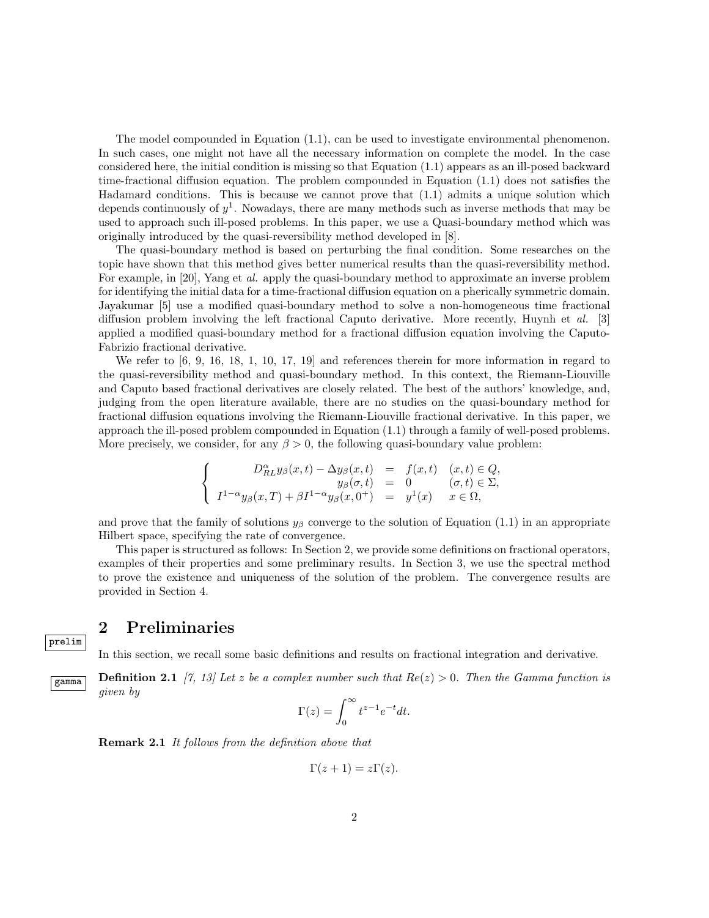The model compounded in Equation (1.1), can be used to investigate environmental phenomenon. In such cases, one might not have all the necessary information on complete the model. In the case considered here, the initial condition is missing so that Equation (1.1) appears as an ill-posed backward time-fractional diffusion equation. The problem compounded in Equation (1.1) does not satisfies the Hadamard conditions. This is because we cannot prove that (1.1) admits a unique solution which depends continuously of $y^1$. Nowadays, there are many methods such as inverse methods that may be used to approach such ill-posed problems. In this paper, we use a Quasi-boundary method which was originally introduced by the quasi-reversibility method developed in [8].

The quasi-boundary method is based on perturbing the final condition. Some researches on the topic have shown that this method gives better numerical results than the quasi-reversibility method. For example, in [20], Yang et *al.* apply the quasi-boundary method to approximate an inverse problem for identifying the initial data for a time-fractional diffusion equation on a pherically symmetric domain. Jayakumar [5] use a modified quasi-boundary method to solve a non-homogeneous time fractional diffusion problem involving the left fractional Caputo derivative. More recently, Huynh et *al.* [3] applied a modified quasi-boundary method for a fractional diffusion equation involving the Caputo-Fabrizio fractional derivative.

We refer to [6, 9, 16, 18, 1, 10, 17, 19] and references therein for more information in regard to the quasi-reversibility method and quasi-boundary method. In this context, the Riemann-Liouville and Caputo based fractional derivatives are closely related. The best of the authors' knowledge, and, judging from the open literature available, there are no studies on the quasi-boundary method for fractional diffusion equations involving the Riemann-Liouville fractional derivative. In this paper, we approach the ill-posed problem compounded in Equation (1.1) through a family of well-posed problems. More precisely, we consider, for any $\beta > 0$, the following quasi-boundary value problem:

$$\left\{ \begin{array}{rcll} D^{\alpha}_{RL} y_\beta(x,t) - \Delta y_\beta(x,t) & = & f(x,t) & (x,t) \in Q, \\ y_\beta(\sigma,t) & = & 0 & (\sigma,t) \in \Sigma, \\ I^{1-\alpha} y_\beta(x,T) + \beta I^{1-\alpha} y_\beta(x,0^+) & = & y^1(x) & x \in \Omega, \end{array} \right.$$

and prove that the family of solutions $y_\beta$ converge to the solution of Equation (1.1) in an appropriate Hilbert space, specifying the rate of convergence.

This paper is structured as follows: In Section 2, we provide some definitions on fractional operators, examples of their properties and some preliminary results. In Section 3, we use the spectral method to prove the existence and uniqueness of the solution of the problem. The convergence results are provided in Section 4.

## 2 Preliminaries

In this section, we recall some basic definitions and results on fractional integration and derivative.

**Definition 2.1** *[7, 13] Let $z$ be a complex number such that $Re(z) > 0$. Then the Gamma function is given by*

$$\Gamma(z) = \int_0^\infty t^{z-1} e^{-t} dt.$$

**Remark 2.1** *It follows from the definition above that*

$$\Gamma(z+1) = z\Gamma(z).$$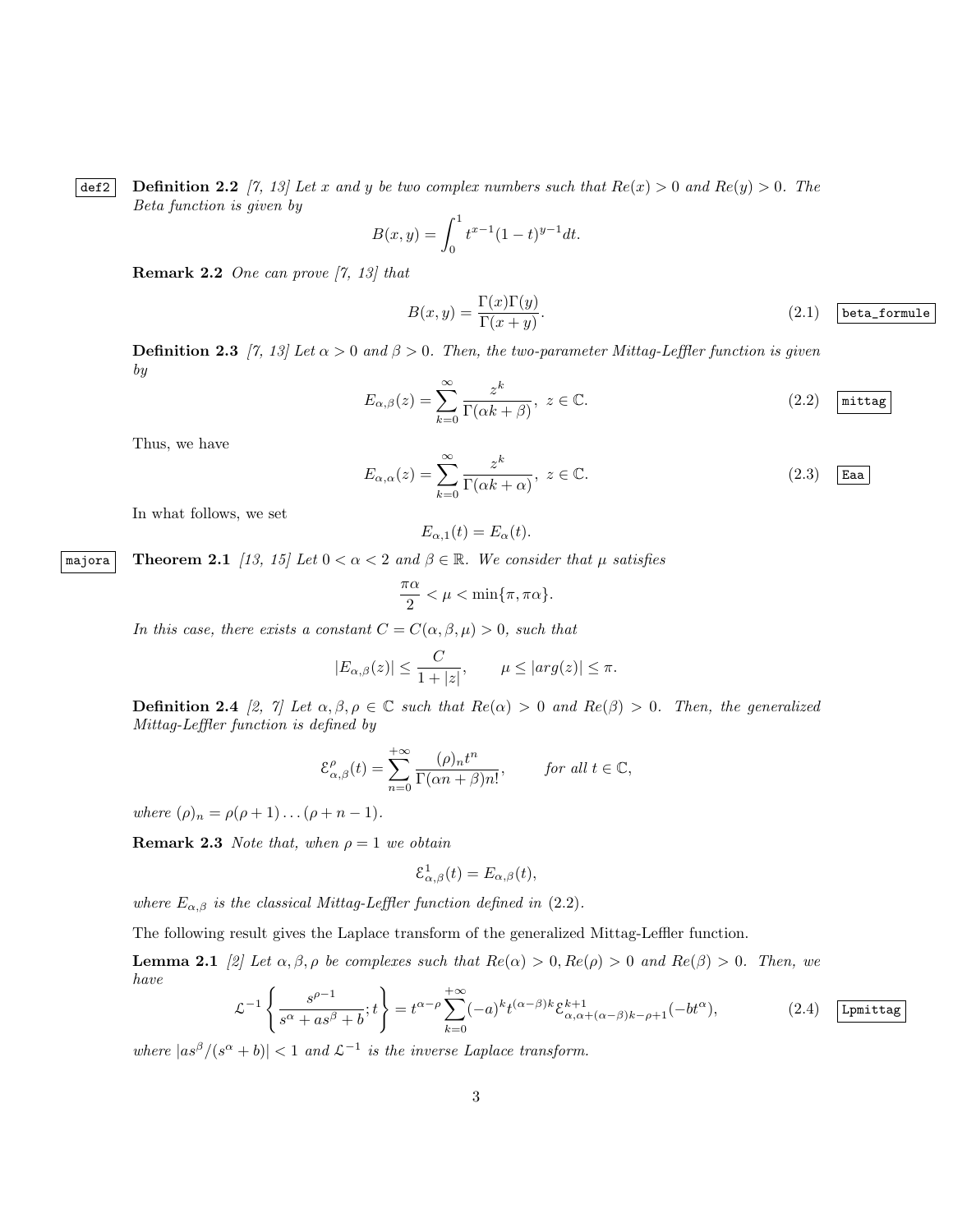**Definition 2.2** *[7, 13] Let $x$ and $y$ be two complex numbers such that $Re(x) > 0$ and $Re(y) > 0$. The Beta function is given by*

$$B(x,y) = \int_0^1 t^{x-1}(1-t)^{y-1}dt.$$

**Remark 2.2** *One can prove [7, 13] that*

$$B(x,y) = \frac{\Gamma(x)\Gamma(y)}{\Gamma(x+y)}. \tag{2.1}$$

**Definition 2.3** *[7, 13] Let $\alpha > 0$ and $\beta > 0$. Then, the two-parameter Mittag-Leffler function is given by*

$$E_{\alpha,\beta}(z) = \sum_{k=0}^{\infty} \frac{z^k}{\Gamma(\alpha k + \beta)}, \; z \in \mathbb{C}. \tag{2.2}$$

Thus, we have

$$E_{\alpha,\alpha}(z) = \sum_{k=0}^{\infty} \frac{z^k}{\Gamma(\alpha k + \alpha)}, \; z \in \mathbb{C}. \tag{2.3}$$

In what follows, we set

$$E_{\alpha,1}(t) = E_{\alpha}(t).$$

**Theorem 2.1** *[13, 15] Let $0 < \alpha < 2$ and $\beta \in \mathbb{R}$. We consider that $\mu$ satisfies*

$$\frac{\pi\alpha}{2} < \mu < \min\{\pi, \pi\alpha\}.$$

*In this case, there exists a constant $C = C(\alpha, \beta, \mu) > 0$, such that*

$$|E_{\alpha,\beta}(z)| \leq \frac{C}{1+|z|}, \qquad \mu \leq |arg(z)| \leq \pi.$$

**Definition 2.4** *[2, 7] Let $\alpha, \beta, \rho \in \mathbb{C}$ such that $Re(\alpha) > 0$ and $Re(\beta) > 0$. Then, the generalized Mittag-Leffler function is defined by*

$$\mathcal{E}^{\rho}_{\alpha,\beta}(t) = \sum_{n=0}^{+\infty} \frac{(\rho)_n t^n}{\Gamma(\alpha n + \beta) n!}, \qquad \text{for all } t \in \mathbb{C},$$

*where $(\rho)_n = \rho(\rho+1)\dots(\rho+n-1)$.*

**Remark 2.3** *Note that, when $\rho = 1$ we obtain*

$$\mathcal{E}^{1}_{\alpha,\beta}(t) = E_{\alpha,\beta}(t),$$

*where $E_{\alpha,\beta}$ is the classical Mittag-Leffler function defined in (2.2).*

The following result gives the Laplace transform of the generalized Mittag-Leffler function.

**Lemma 2.1** *[2] Let $\alpha, \beta, \rho$ be complexes such that $Re(\alpha) > 0, Re(\rho) > 0$ and $Re(\beta) > 0$. Then, we have*

$$\mathcal{L}^{-1}\left\{\frac{s^{\rho-1}}{s^{\alpha} + as^{\beta} + b}; t\right\} = t^{\alpha-\rho} \sum_{k=0}^{+\infty} (-a)^k t^{(\alpha-\beta)k} \mathcal{E}^{k+1}_{\alpha, \alpha+(\alpha-\beta)k-\rho+1}(-bt^{\alpha}), \tag{2.4}$$

*where $|as^{\beta}/(s^{\alpha}+b)| < 1$ and $\mathcal{L}^{-1}$ is the inverse Laplace transform.*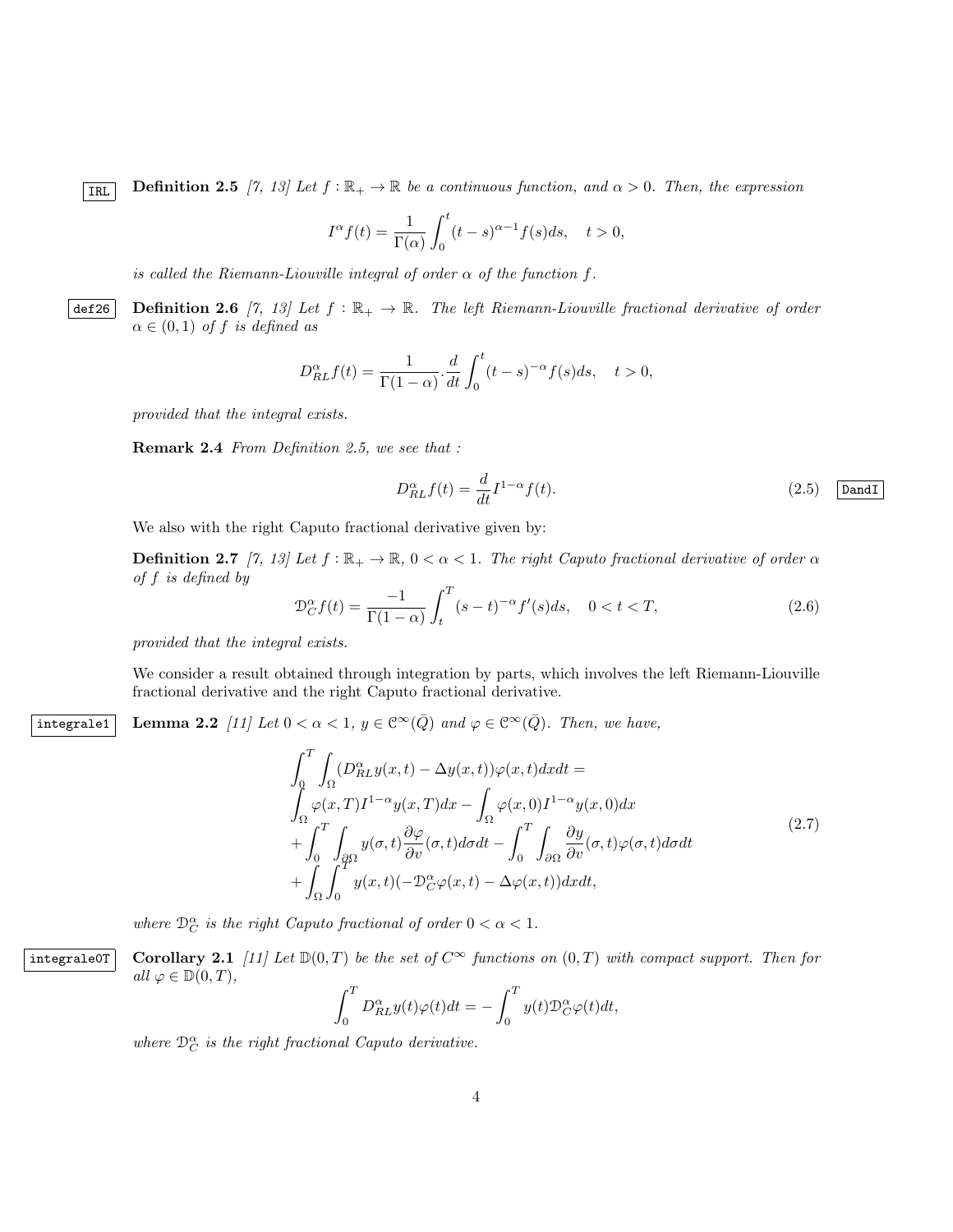**Definition 2.5** *[7, 13] Let $f : \mathbb{R}_+ \to \mathbb{R}$ be a continuous function, and $\alpha > 0$. Then, the expression*

$$I^\alpha f(t) = \frac{1}{\Gamma(\alpha)} \int_0^t (t-s)^{\alpha-1} f(s) ds, \quad t > 0,$$

*is called the Riemann-Liouville integral of order $\alpha$ of the function $f$.*

**Definition 2.6** *[7, 13] Let $f : \mathbb{R}_+ \to \mathbb{R}$. The left Riemann-Liouville fractional derivative of order $\alpha \in (0,1)$ of $f$ is defined as*

$$D_{RL}^\alpha f(t) = \frac{1}{\Gamma(1-\alpha)} . \frac{d}{dt} \int_0^t (t-s)^{-\alpha} f(s) ds, \quad t > 0,$$

*provided that the integral exists.*

**Remark 2.4** *From Definition 2.5, we see that :*

$$D_{RL}^\alpha f(t) = \frac{d}{dt} I^{1-\alpha} f(t). \tag{2.5}$$

We also with the right Caputo fractional derivative given by:

**Definition 2.7** *[7, 13] Let $f : \mathbb{R}_+ \to \mathbb{R}$, $0 < \alpha < 1$. The right Caputo fractional derivative of order $\alpha$ of $f$ is defined by*

$$\mathcal{D}_C^\alpha f(t) = \frac{-1}{\Gamma(1-\alpha)} \int_t^T (s-t)^{-\alpha} f'(s) ds, \quad 0 < t < T, \tag{2.6}$$

*provided that the integral exists.*

We consider a result obtained through integration by parts, which involves the left Riemann-Liouville fractional derivative and the right Caputo fractional derivative.

**Lemma 2.2** *[11] Let $0 < \alpha < 1$, $y \in \mathcal{C}^\infty(\bar{Q})$ and $\varphi \in \mathcal{C}^\infty(\bar{Q})$. Then, we have,*

$$\begin{aligned}
&\int_0^T \int_\Omega (D_{RL}^\alpha y(x,t) - \Delta y(x,t)) \varphi(x,t) dx dt = \\
&\int_\Omega \varphi(x,T) I^{1-\alpha} y(x,T) dx - \int_\Omega \varphi(x,0) I^{1-\alpha} y(x,0) dx \\
&+ \int_0^T \int_{\partial\Omega} y(\sigma,t) \frac{\partial \varphi}{\partial v}(\sigma,t) d\sigma dt - \int_0^T \int_{\partial\Omega} \frac{\partial y}{\partial v}(\sigma,t) \varphi(\sigma,t) d\sigma dt \\
&+ \int_\Omega \int_0^T y(x,t)(-\mathcal{D}_C^\alpha \varphi(x,t) - \Delta \varphi(x,t)) dx dt,
\end{aligned} \tag{2.7}$$

*where $\mathcal{D}_C^\alpha$ is the right Caputo fractional of order $0 < \alpha < 1$.*

**Corollary 2.1** *[11] Let $\mathbb{D}(0,T)$ be the set of $C^\infty$ functions on $(0,T)$ with compact support. Then for all $\varphi \in \mathbb{D}(0,T)$,*

$$\int_0^T D_{RL}^\alpha y(t) \varphi(t) dt = -\int_0^T y(t) \mathcal{D}_C^\alpha \varphi(t) dt,$$

*where $\mathcal{D}_C^\alpha$ is the right fractional Caputo derivative.*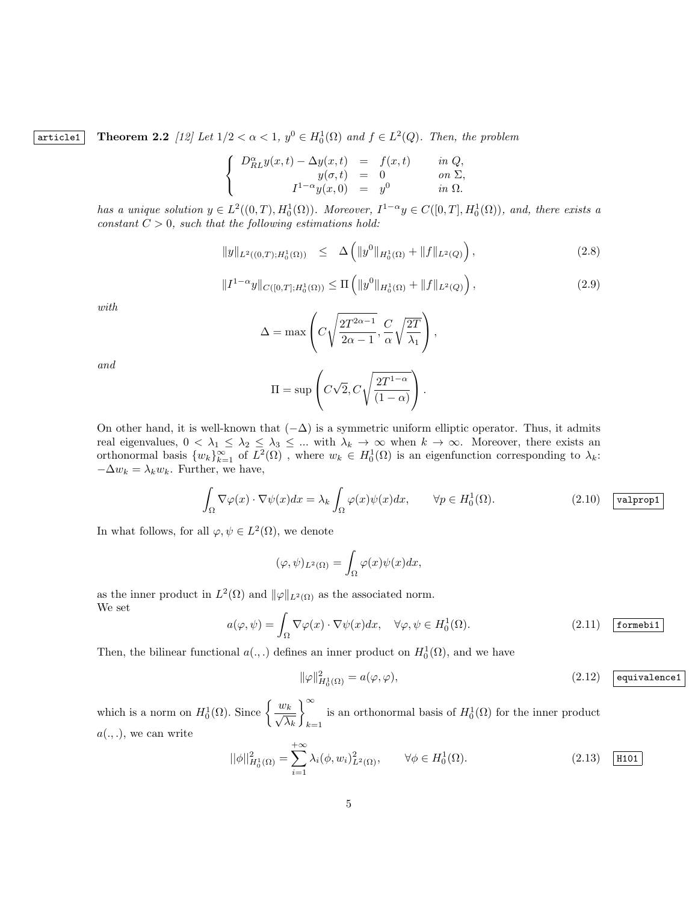**Theorem 2.2** *[12] Let $1/2 < \alpha < 1$, $y^0 \in H_0^1(\Omega)$ and $f \in L^2(Q)$. Then, the problem*

$$
\left\{
\begin{array}{rcll}
D_{RL}^{\alpha} y(x,t) - \Delta y(x,t) & = & f(x,t) & \text{in } Q, \\
y(\sigma,t) & = & 0 & \text{on } \Sigma, \\
I^{1-\alpha} y(x,0) & = & y^0 & \text{in } \Omega.
\end{array}
\right.
$$

*has a unique solution $y \in L^2((0,T), H_0^1(\Omega))$. Moreover, $I^{1-\alpha} y \in C([0,T], H_0^1(\Omega))$, and, there exists a constant $C > 0$, such that the following estimations hold:*

$$
\|y\|_{L^2((0,T);H_0^1(\Omega))} \leq \Delta \left( \|y^0\|_{H_0^1(\Omega)} + \|f\|_{L^2(Q)} \right), \tag{2.8}
$$

$$
\|I^{1-\alpha} y\|_{C([0,T];H_0^1(\Omega))} \leq \Pi \left( \|y^0\|_{H_0^1(\Omega)} + \|f\|_{L^2(Q)} \right), \tag{2.9}
$$

*with*

$$
\Delta = \max \left( C \sqrt{\frac{2T^{2\alpha-1}}{2\alpha - 1}}, \frac{C}{\alpha} \sqrt{\frac{2T}{\lambda_1}} \right),
$$

*and*

$$
\Pi = \sup \left( C\sqrt{2}, C \sqrt{\frac{2T^{1-\alpha}}{(1-\alpha)}} \right).
$$

On other hand, it is well-known that $(-\Delta)$ is a symmetric uniform elliptic operator. Thus, it admits real eigenvalues, $0 < \lambda_1 \leq \lambda_2 \leq \lambda_3 \leq ...$ with $\lambda_k \to \infty$ when $k \to \infty$. Moreover, there exists an orthonormal basis $\{w_k\}_{k=1}^{\infty}$ of $L^2(\Omega)$ , where $w_k \in H_0^1(\Omega)$ is an eigenfunction corresponding to $\lambda_k$: $-\Delta w_k = \lambda_k w_k$. Further, we have,

$$
\int_{\Omega} \nabla \varphi(x) \cdot \nabla \psi(x) dx = \lambda_k \int_{\Omega} \varphi(x) \psi(x) dx, \qquad \forall p \in H_0^1(\Omega). \tag{2.10}
$$

In what follows, for all $\varphi, \psi \in L^2(\Omega)$, we denote

$$
(\varphi, \psi)_{L^2(\Omega)} = \int_{\Omega} \varphi(x) \psi(x) dx,
$$

as the inner product in $L^2(\Omega)$ and $\|\varphi\|_{L^2(\Omega)}$ as the associated norm.
We set

$$
a(\varphi, \psi) = \int_{\Omega} \nabla \varphi(x) \cdot \nabla \psi(x) dx, \quad \forall \varphi, \psi \in H_0^1(\Omega). \tag{2.11}
$$

Then, the bilinear functional $a(.,.)$ defines an inner product on $H_0^1(\Omega)$, and we have

$$
\|\varphi\|_{H_0^1(\Omega)}^2 = a(\varphi, \varphi), \tag{2.12}
$$

which is a norm on $H_0^1(\Omega)$. Since $\left\{ \dfrac{w_k}{\sqrt{\lambda_k}} \right\}_{k=1}^{\infty}$ is an orthonormal basis of $H_0^1(\Omega)$ for the inner product $a(.,.)$, we can write

$$
||\phi||_{H_0^1(\Omega)}^2 = \sum_{i=1}^{+\infty} \lambda_i (\phi, w_i)_{L^2(\Omega)}^2, \qquad \forall \phi \in H_0^1(\Omega). \tag{2.13}
$$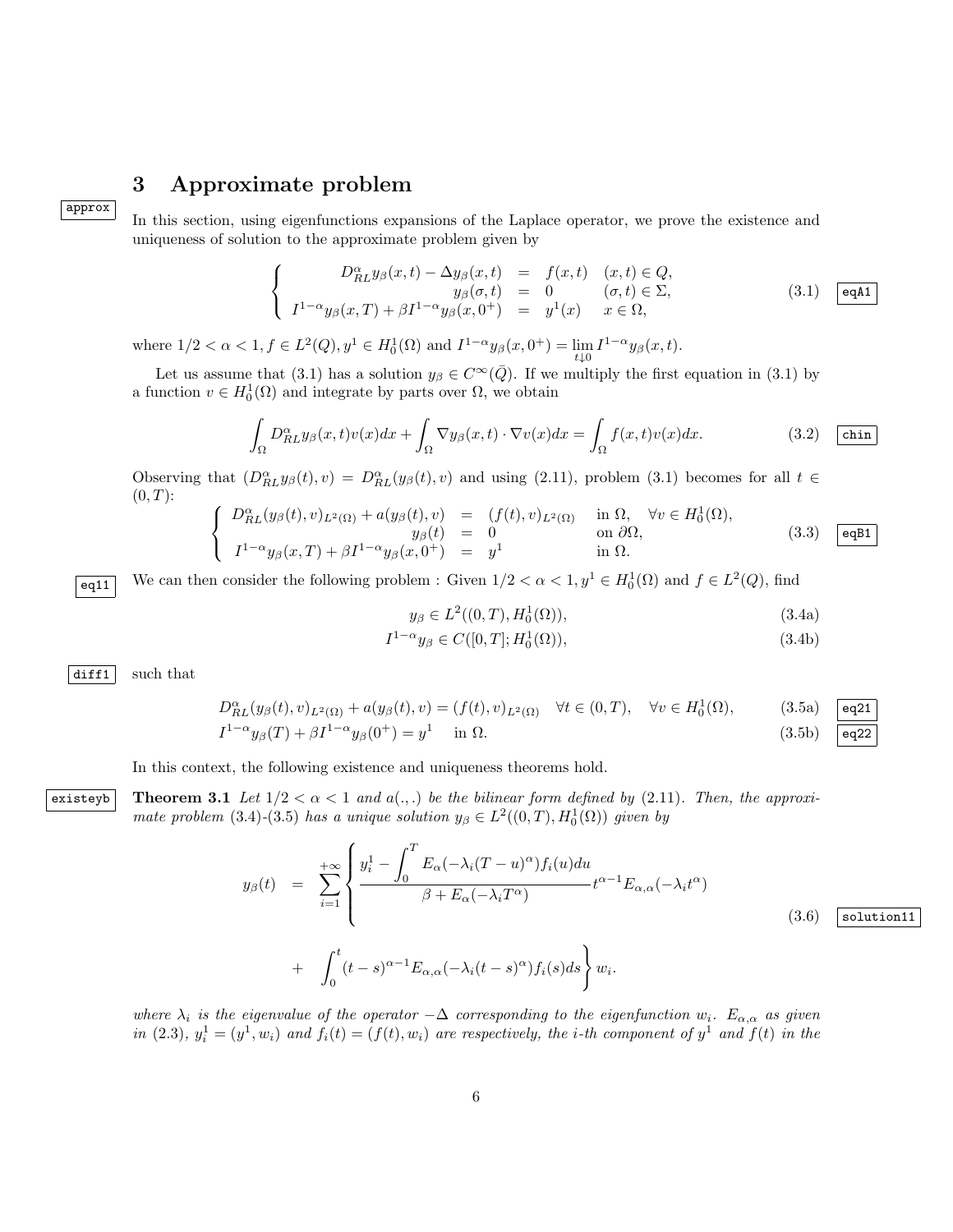## 3 Approximate problem

In this section, using eigenfunctions expansions of the Laplace operator, we prove the existence and uniqueness of solution to the approximate problem given by

$$
\left\{\begin{array}{rcll}
D^\alpha_{RL} y_\beta(x,t) - \Delta y_\beta(x,t) &=& f(x,t) & (x,t)\in Q,\\
y_\beta(\sigma,t) &=& 0 & (\sigma,t)\in \Sigma,\\
I^{1-\alpha}y_\beta(x,T) + \beta I^{1-\alpha} y_\beta(x,0^+) &=& y^1(x) & x\in\Omega,
\end{array}\right. \tag{3.1}
$$

where $1/2<\alpha<1, f\in L^2(Q), y^1\in H^1_0(\Omega)$ and $I^{1-\alpha}y_\beta(x,0^+) = \lim\limits_{t\downarrow 0} I^{1-\alpha}y_\beta(x,t)$.

Let us assume that (3.1) has a solution $y_\beta\in C^\infty(\bar{Q})$. If we multiply the first equation in (3.1) by a function $v\in H^1_0(\Omega)$ and integrate by parts over $\Omega$, we obtain

$$
\int_\Omega D^\alpha_{RL} y_\beta(x,t) v(x)dx + \int_\Omega \nabla y_\beta(x,t)\cdot\nabla v(x)dx = \int_\Omega f(x,t)v(x)dx. \tag{3.2}
$$

Observing that $(D^\alpha_{RL}y_\beta(t),v) = D^\alpha_{RL}(y_\beta(t),v)$ and using (2.11), problem (3.1) becomes for all $t\in(0,T)$:

$$
\left\{\begin{array}{rcll}
D^\alpha_{RL}(y_\beta(t),v)_{L^2(\Omega)} + a(y_\beta(t),v) &=& (f(t),v)_{L^2(\Omega)} & \text{in } \Omega, \quad \forall v\in H^1_0(\Omega),\\
y_\beta(t) &=& 0 & \text{on } \partial\Omega,\\
I^{1-\alpha}y_\beta(x,T) + \beta I^{1-\alpha}y_\beta(x,0^+) &=& y^1 & \text{in } \Omega.
\end{array}\right. \tag{3.3}
$$

We can then consider the following problem : Given $1/2<\alpha<1, y^1\in H^1_0(\Omega)$ and $f\in L^2(Q)$, find

$$
y_\beta \in L^2((0,T),H^1_0(\Omega)), \tag{3.4a}
$$

$$
I^{1-\alpha}y_\beta \in C([0,T];H^1_0(\Omega)), \tag{3.4b}
$$

such that

$$
D^\alpha_{RL}(y_\beta(t),v)_{L^2(\Omega)} + a(y_\beta(t),v) = (f(t),v)_{L^2(\Omega)} \quad \forall t\in(0,T), \quad \forall v\in H^1_0(\Omega), \tag{3.5a}
$$

$$
I^{1-\alpha}y_\beta(T) + \beta I^{1-\alpha}y_\beta(0^+) = y^1 \quad \text{in } \Omega. \tag{3.5b}
$$

In this context, the following existence and uniqueness theorems hold.

**Theorem 3.1** *Let $1/2<\alpha<1$ and $a(.,.)$ be the bilinear form defined by (2.11). Then, the approximate problem (3.4)-(3.5) has a unique solution $y_\beta\in L^2((0,T),H^1_0(\Omega))$ given by*

$$
\begin{aligned}
y_\beta(t) &= \sum_{i=1}^{+\infty}\left\{ \frac{y^1_i - \displaystyle\int_0^T E_\alpha(-\lambda_i(T-u)^\alpha)f_i(u)du}{\beta + E_\alpha(-\lambda_i T^\alpha)} t^{\alpha-1}E_{\alpha,\alpha}(-\lambda_i t^\alpha) \right.\\
&\quad + \left. \int_0^t (t-s)^{\alpha-1}E_{\alpha,\alpha}(-\lambda_i(t-s)^\alpha)f_i(s)ds \right\} w_i.
\end{aligned} \tag{3.6}
$$

*where $\lambda_i$ is the eigenvalue of the operator $-\Delta$ corresponding to the eigenfunction $w_i$. $E_{\alpha,\alpha}$ as given in (2.3), $y^1_i = (y^1,w_i)$ and $f_i(t) = (f(t),w_i)$ are respectively, the i-th component of $y^1$ and $f(t)$ in the*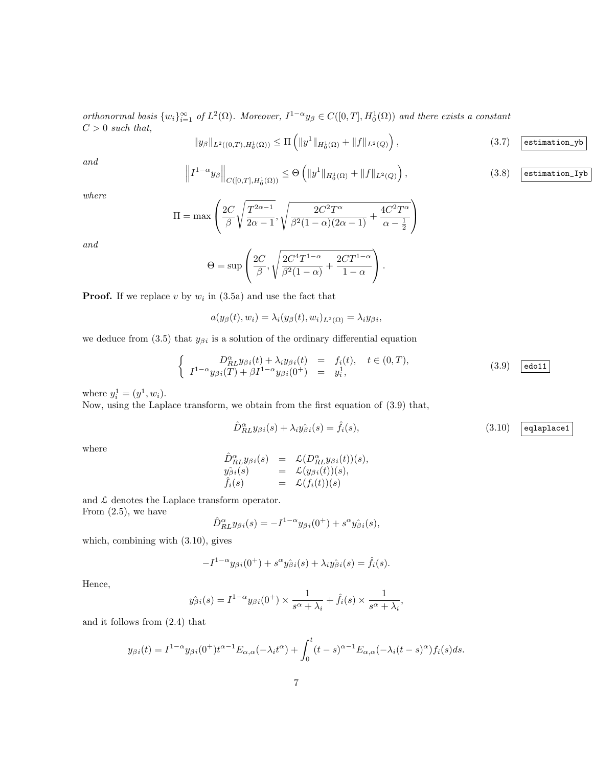*orthonormal basis $\{w_i\}_{i=1}^{\infty}$ of $L^2(\Omega)$. Moreover, $I^{1-\alpha}y_\beta \in C([0,T],H_0^1(\Omega))$ and there exists a constant $C>0$ such that,*

$$\|y_\beta\|_{L^2((0,T),H_0^1(\Omega))} \leq \Pi \left( \|y^1\|_{H_0^1(\Omega)} + \|f\|_{L^2(Q)} \right), \tag{3.7}$$

*and*

$$\left\| I^{1-\alpha}y_\beta \right\|_{C([0,T],H_0^1(\Omega))} \leq \Theta \left( \|y^1\|_{H_0^1(\Omega)} + \|f\|_{L^2(Q)} \right), \tag{3.8}$$

*where*

$$\Pi = \max\left( \frac{2C}{\beta}\sqrt{\frac{T^{2\alpha-1}}{2\alpha-1}}, \sqrt{\frac{2C^2T^\alpha}{\beta^2(1-\alpha)(2\alpha-1)} + \frac{4C^2T^\alpha}{\alpha-\frac{1}{2}}} \right)$$

*and*

$$\Theta = \sup\left( \frac{2C}{\beta}, \sqrt{\frac{2C^4T^{1-\alpha}}{\beta^2(1-\alpha)} + \frac{2CT^{1-\alpha}}{1-\alpha}} \right).$$

**Proof.** If we replace $v$ by $w_i$ in (3.5a) and use the fact that

$$a(y_\beta(t), w_i) = \lambda_i (y_\beta(t), w_i)_{L^2(\Omega)} = \lambda_i y_{\beta i},$$

we deduce from (3.5) that $y_{\beta i}$ is a solution of the ordinary differential equation

$$\left\{ \begin{array}{rcll} D_{RL}^\alpha y_{\beta i}(t) + \lambda_i y_{\beta i}(t) &=& f_i(t), & t \in (0,T), \\ I^{1-\alpha}y_{\beta i}(T) + \beta I^{1-\alpha}y_{\beta i}(0^+) &=& y_i^1, & \end{array} \right. \tag{3.9}$$

where $y_i^1 = (y^1, w_i)$.
Now, using the Laplace transform, we obtain from the first equation of (3.9) that,

$$\hat{D}_{RL}^\alpha y_{\beta i}(s) + \lambda_i \hat{y_{\beta i}}(s) = \hat{f}_i(s), \tag{3.10}$$

where

$$\begin{array}{rcl} \hat{D}_{RL}^\alpha y_{\beta i}(s) &=& \mathcal{L}(D_{RL}^\alpha y_{\beta i}(t))(s), \\ \hat{y_{\beta i}}(s) &=& \mathcal{L}(y_{\beta i}(t))(s), \\ \hat{f}_i(s) &=& \mathcal{L}(f_i(t))(s) \end{array}$$

and $\mathcal{L}$ denotes the Laplace transform operator.
From (2.5), we have

$$\hat{D}_{RL}^\alpha y_{\beta i}(s) = -I^{1-\alpha}y_{\beta i}(0^+) + s^\alpha \hat{y_{\beta i}}(s),$$

which, combining with (3.10), gives

$$-I^{1-\alpha}y_{\beta i}(0^+) + s^\alpha \hat{y_{\beta i}}(s) + \lambda_i \hat{y_{\beta i}}(s) = \hat{f}_i(s).$$

Hence,

$$\hat{y_{\beta i}}(s) = I^{1-\alpha}y_{\beta i}(0^+) \times \frac{1}{s^\alpha + \lambda_i} + \hat{f}_i(s) \times \frac{1}{s^\alpha + \lambda_i},$$

and it follows from (2.4) that

$$y_{\beta i}(t) = I^{1-\alpha}y_{\beta i}(0^+) t^{\alpha-1} E_{\alpha,\alpha}(-\lambda_i t^\alpha) + \int_0^t (t-s)^{\alpha-1} E_{\alpha,\alpha}(-\lambda_i (t-s)^\alpha) f_i(s) ds.$$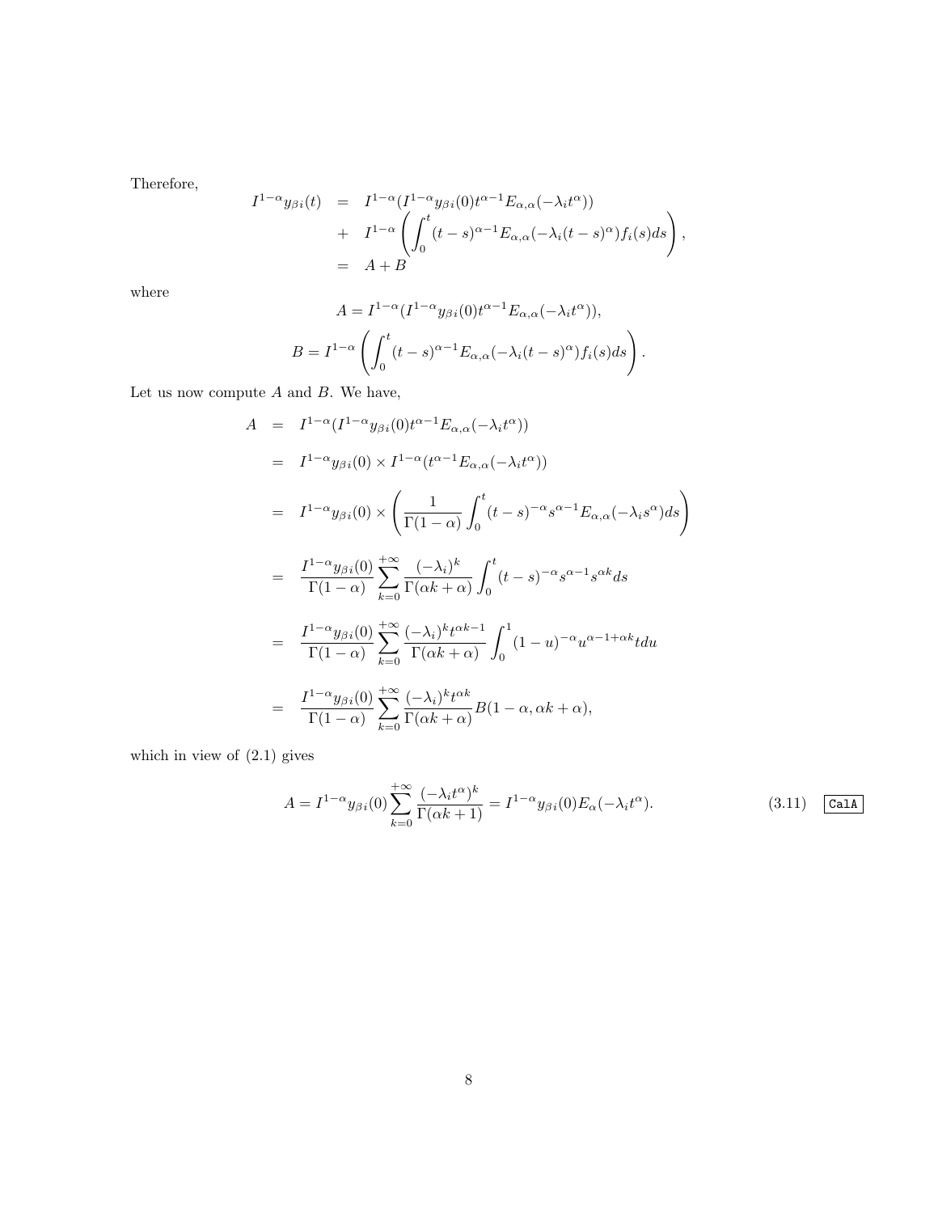Therefore,

$$
\begin{aligned}
I^{1-\alpha}y_{\beta i}(t) &= I^{1-\alpha}(I^{1-\alpha}y_{\beta i}(0)t^{\alpha-1}E_{\alpha,\alpha}(-\lambda_i t^{\alpha})) \\
&+ I^{1-\alpha}\left(\int_0^t (t-s)^{\alpha-1}E_{\alpha,\alpha}(-\lambda_i (t-s)^{\alpha})f_i(s)ds\right), \\
&= A + B
\end{aligned}
$$

where

$$
A = I^{1-\alpha}(I^{1-\alpha}y_{\beta i}(0)t^{\alpha-1}E_{\alpha,\alpha}(-\lambda_i t^{\alpha})),
$$

$$
B = I^{1-\alpha}\left(\int_0^t (t-s)^{\alpha-1}E_{\alpha,\alpha}(-\lambda_i (t-s)^{\alpha})f_i(s)ds\right).
$$

Let us now compute $A$ and $B$. We have,

$$
\begin{aligned}
A &= I^{1-\alpha}(I^{1-\alpha}y_{\beta i}(0)t^{\alpha-1}E_{\alpha,\alpha}(-\lambda_i t^{\alpha})) \\
&= I^{1-\alpha}y_{\beta i}(0) \times I^{1-\alpha}(t^{\alpha-1}E_{\alpha,\alpha}(-\lambda_i t^{\alpha})) \\
&= I^{1-\alpha}y_{\beta i}(0) \times \left(\frac{1}{\Gamma(1-\alpha)}\int_0^t (t-s)^{-\alpha}s^{\alpha-1}E_{\alpha,\alpha}(-\lambda_i s^{\alpha})ds\right) \\
&= \frac{I^{1-\alpha}y_{\beta i}(0)}{\Gamma(1-\alpha)}\sum_{k=0}^{+\infty}\frac{(-\lambda_i)^k}{\Gamma(\alpha k+\alpha)}\int_0^t (t-s)^{-\alpha}s^{\alpha-1}s^{\alpha k}ds \\
&= \frac{I^{1-\alpha}y_{\beta i}(0)}{\Gamma(1-\alpha)}\sum_{k=0}^{+\infty}\frac{(-\lambda_i)^k t^{\alpha k-1}}{\Gamma(\alpha k+\alpha)}\int_0^1 (1-u)^{-\alpha}u^{\alpha-1+\alpha k}t du \\
&= \frac{I^{1-\alpha}y_{\beta i}(0)}{\Gamma(1-\alpha)}\sum_{k=0}^{+\infty}\frac{(-\lambda_i)^k t^{\alpha k}}{\Gamma(\alpha k+\alpha)}B(1-\alpha, \alpha k+\alpha),
\end{aligned}
$$

which in view of (2.1) gives

$$
A = I^{1-\alpha}y_{\beta i}(0)\sum_{k=0}^{+\infty}\frac{(-\lambda_i t^{\alpha})^k}{\Gamma(\alpha k+1)} = I^{1-\alpha}y_{\beta i}(0)E_{\alpha}(-\lambda_i t^{\alpha}). \tag{3.11}
$$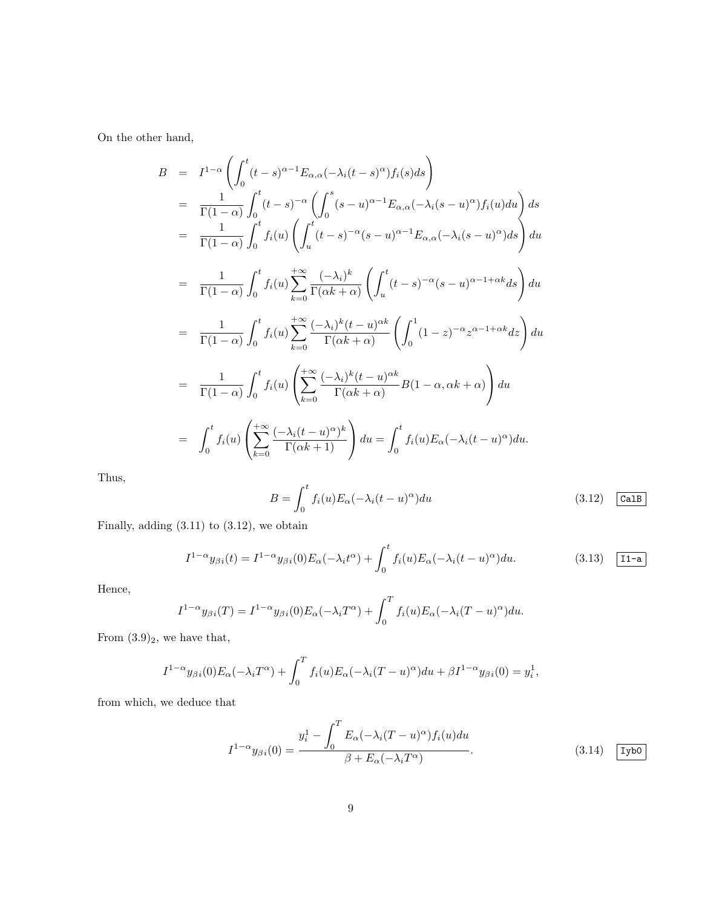On the other hand,

$$
\begin{aligned}
B &= I^{1-\alpha}\left(\int_0^t (t-s)^{\alpha-1}E_{\alpha,\alpha}(-\lambda_i(t-s)^\alpha)f_i(s)ds\right)\\
&= \frac{1}{\Gamma(1-\alpha)}\int_0^t (t-s)^{-\alpha}\left(\int_0^s (s-u)^{\alpha-1}E_{\alpha,\alpha}(-\lambda_i(s-u)^\alpha)f_i(u)du\right)ds\\
&= \frac{1}{\Gamma(1-\alpha)}\int_0^t f_i(u)\left(\int_u^t (t-s)^{-\alpha}(s-u)^{\alpha-1}E_{\alpha,\alpha}(-\lambda_i(s-u)^\alpha)ds\right)du\\
&= \frac{1}{\Gamma(1-\alpha)}\int_0^t f_i(u)\sum_{k=0}^{+\infty}\frac{(-\lambda_i)^k}{\Gamma(\alpha k+\alpha)}\left(\int_u^t (t-s)^{-\alpha}(s-u)^{\alpha-1+\alpha k}ds\right)du\\
&= \frac{1}{\Gamma(1-\alpha)}\int_0^t f_i(u)\sum_{k=0}^{+\infty}\frac{(-\lambda_i)^k(t-u)^{\alpha k}}{\Gamma(\alpha k+\alpha)}\left(\int_0^1 (1-z)^{-\alpha}z^{\alpha-1+\alpha k}dz\right)du\\
&= \frac{1}{\Gamma(1-\alpha)}\int_0^t f_i(u)\left(\sum_{k=0}^{+\infty}\frac{(-\lambda_i)^k(t-u)^{\alpha k}}{\Gamma(\alpha k+\alpha)}B(1-\alpha,\alpha k+\alpha)\right)du\\
&= \int_0^t f_i(u)\left(\sum_{k=0}^{+\infty}\frac{(-\lambda_i(t-u)^\alpha)^k}{\Gamma(\alpha k+1)}\right)du = \int_0^t f_i(u)E_\alpha(-\lambda_i(t-u)^\alpha)du.
\end{aligned}
$$

Thus,

$$
B = \int_0^t f_i(u)E_\alpha(-\lambda_i(t-u)^\alpha)du \tag{3.12}
$$

Finally, adding (3.11) to (3.12), we obtain

$$
I^{1-\alpha}y_{\beta i}(t) = I^{1-\alpha}y_{\beta i}(0)E_\alpha(-\lambda_i t^\alpha) + \int_0^t f_i(u)E_\alpha(-\lambda_i(t-u)^\alpha)du. \tag{3.13}
$$

Hence,

$$
I^{1-\alpha}y_{\beta i}(T) = I^{1-\alpha}y_{\beta i}(0)E_\alpha(-\lambda_i T^\alpha) + \int_0^T f_i(u)E_\alpha(-\lambda_i(T-u)^\alpha)du.
$$

From $(3.9)_2$, we have that,

$$
I^{1-\alpha}y_{\beta i}(0)E_\alpha(-\lambda_i T^\alpha) + \int_0^T f_i(u)E_\alpha(-\lambda_i(T-u)^\alpha)du + \beta I^{1-\alpha}y_{\beta i}(0) = y_i^1,
$$

from which, we deduce that

$$
I^{1-\alpha}y_{\beta i}(0) = \frac{y_i^1 - \displaystyle\int_0^T E_\alpha(-\lambda_i(T-u)^\alpha)f_i(u)du}{\beta + E_\alpha(-\lambda_i T^\alpha)}. \tag{3.14}
$$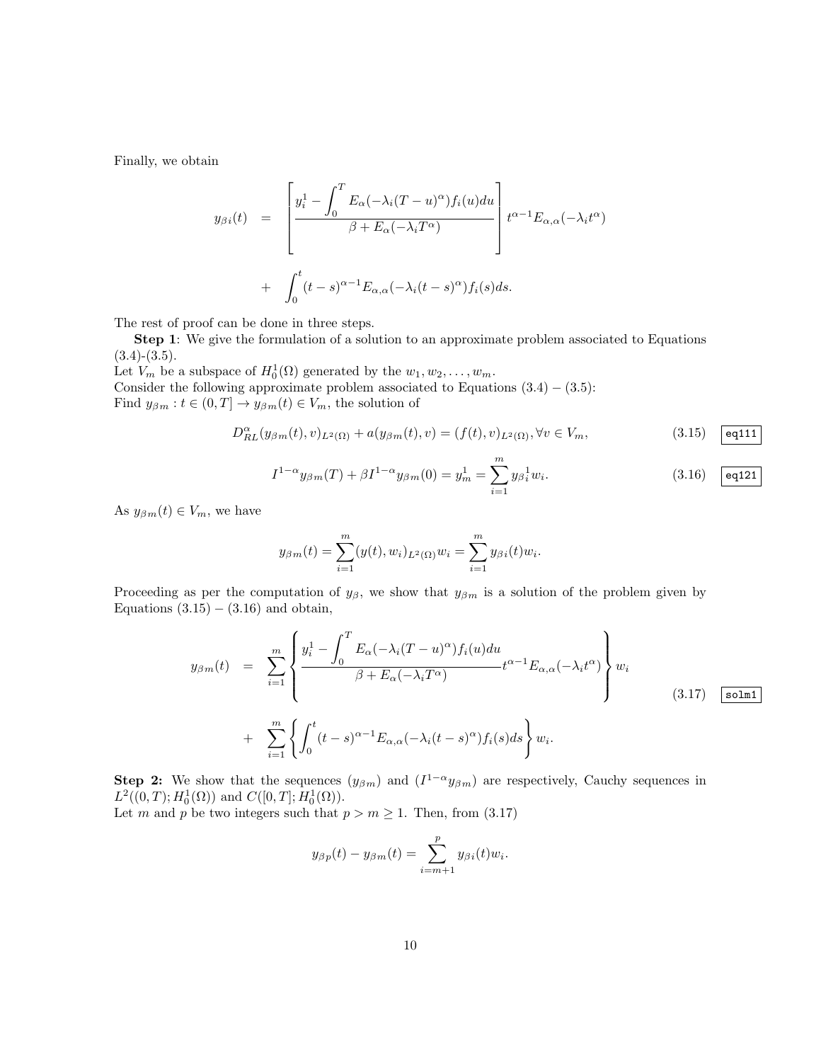Finally, we obtain

$$
y_{\beta i}(t) = \left[ \frac{y_i^1 - \displaystyle\int_0^T E_\alpha(-\lambda_i (T-u)^\alpha) f_i(u) du}{\beta + E_\alpha(-\lambda_i T^\alpha)} \right] t^{\alpha-1} E_{\alpha,\alpha}(-\lambda_i t^\alpha) + \int_0^t (t-s)^{\alpha-1} E_{\alpha,\alpha}(-\lambda_i (t-s)^\alpha) f_i(s) ds.
$$

The rest of proof can be done in three steps.

**Step 1**: We give the formulation of a solution to an approximate problem associated to Equations (3.4)-(3.5).

Let $V_m$ be a subspace of $H_0^1(\Omega)$ generated by the $w_1, w_2, \ldots, w_m$.

Consider the following approximate problem associated to Equations (3.4) – (3.5):

Find $y_{\beta m} : t \in (0,T] \to y_{\beta m}(t) \in V_m$, the solution of

$$
D_{RL}^\alpha (y_{\beta m}(t), v)_{L^2(\Omega)} + a(y_{\beta m}(t), v) = (f(t), v)_{L^2(\Omega)}, \forall v \in V_m, \tag{3.15}
$$

$$
I^{1-\alpha} y_{\beta m}(T) + \beta I^{1-\alpha} y_{\beta m}(0) = y_m^1 = \sum_{i=1}^m y_{\beta}{}_i^1 w_i. \tag{3.16}
$$

As $y_{\beta m}(t) \in V_m$, we have

$$
y_{\beta m}(t) = \sum_{i=1}^m (y(t), w_i)_{L^2(\Omega)} w_i = \sum_{i=1}^m y_{\beta i}(t) w_i.
$$

Proceeding as per the computation of $y_\beta$, we show that $y_{\beta m}$ is a solution of the problem given by Equations (3.15) – (3.16) and obtain,

$$
y_{\beta m}(t) = \sum_{i=1}^m \left\{ \frac{y_i^1 - \displaystyle\int_0^T E_\alpha(-\lambda_i (T-u)^\alpha) f_i(u) du}{\beta + E_\alpha(-\lambda_i T^\alpha)} t^{\alpha-1} E_{\alpha,\alpha}(-\lambda_i t^\alpha) \right\} w_i + \sum_{i=1}^m \left\{ \int_0^t (t-s)^{\alpha-1} E_{\alpha,\alpha}(-\lambda_i (t-s)^\alpha) f_i(s) ds \right\} w_i. \tag{3.17}
$$

**Step 2:** We show that the sequences $(y_{\beta m})$ and $(I^{1-\alpha} y_{\beta m})$ are respectively, Cauchy sequences in $L^2((0,T); H_0^1(\Omega))$ and $C([0,T]; H_0^1(\Omega))$.

Let $m$ and $p$ be two integers such that $p > m \geq 1$. Then, from (3.17)

$$
y_{\beta p}(t) - y_{\beta m}(t) = \sum_{i=m+1}^p y_{\beta i}(t) w_i.
$$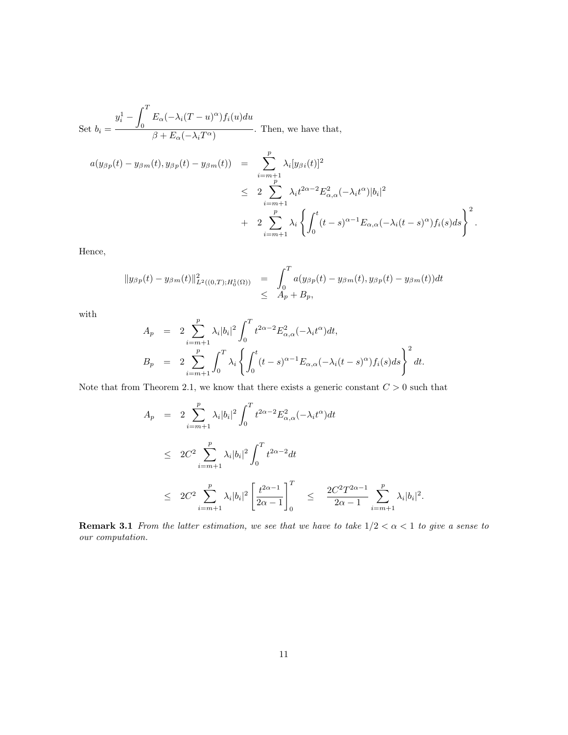Set $b_i = \dfrac{y_i^1 - \displaystyle\int_0^T E_\alpha(-\lambda_i(T-u)^\alpha) f_i(u)du}{\beta + E_\alpha(-\lambda_i T^\alpha)}$. Then, we have that,

$$
\begin{aligned}
a(y_{\beta p}(t) - y_{\beta m}(t), y_{\beta p}(t) - y_{\beta m}(t)) &= \sum_{i=m+1}^{p} \lambda_i [y_{\beta i}(t)]^2 \\
&\leq 2 \sum_{i=m+1}^{p} \lambda_i t^{2\alpha-2} E_{\alpha,\alpha}^2(-\lambda_i t^\alpha) |b_i|^2 \\
&+ 2 \sum_{i=m+1}^{p} \lambda_i \left\{ \int_0^t (t-s)^{\alpha-1} E_{\alpha,\alpha}(-\lambda_i (t-s)^\alpha) f_i(s) ds \right\}^2.
\end{aligned}
$$

Hence,

$$
\begin{aligned}
\|y_{\beta p}(t) - y_{\beta m}(t)\|^2_{L^2((0,T);H_0^1(\Omega))} &= \int_0^T a(y_{\beta p}(t) - y_{\beta m}(t), y_{\beta p}(t) - y_{\beta m}(t)) dt \\
&\leq A_p + B_p,
\end{aligned}
$$

with

$$
\begin{aligned}
A_p &= 2 \sum_{i=m+1}^{p} \lambda_i |b_i|^2 \int_0^T t^{2\alpha-2} E_{\alpha,\alpha}^2(-\lambda_i t^\alpha) dt, \\
B_p &= 2 \sum_{i=m+1}^{p} \int_0^T \lambda_i \left\{ \int_0^t (t-s)^{\alpha-1} E_{\alpha,\alpha}(-\lambda_i (t-s)^\alpha) f_i(s) ds \right\}^2 dt.
\end{aligned}
$$

Note that from Theorem 2.1, we know that there exists a generic constant $C > 0$ such that

$$
\begin{aligned}
A_p &= 2 \sum_{i=m+1}^{p} \lambda_i |b_i|^2 \int_0^T t^{2\alpha-2} E_{\alpha,\alpha}^2(-\lambda_i t^\alpha) dt \\
&\leq 2C^2 \sum_{i=m+1}^{p} \lambda_i |b_i|^2 \int_0^T t^{2\alpha-2} dt \\
&\leq 2C^2 \sum_{i=m+1}^{p} \lambda_i |b_i|^2 \left[ \frac{t^{2\alpha-1}}{2\alpha-1} \right]_0^T \quad \leq \quad \frac{2C^2 T^{2\alpha-1}}{2\alpha-1} \sum_{i=m+1}^{p} \lambda_i |b_i|^2.
\end{aligned}
$$

**Remark 3.1** *From the latter estimation, we see that we have to take $1/2 < \alpha < 1$ to give a sense to our computation.*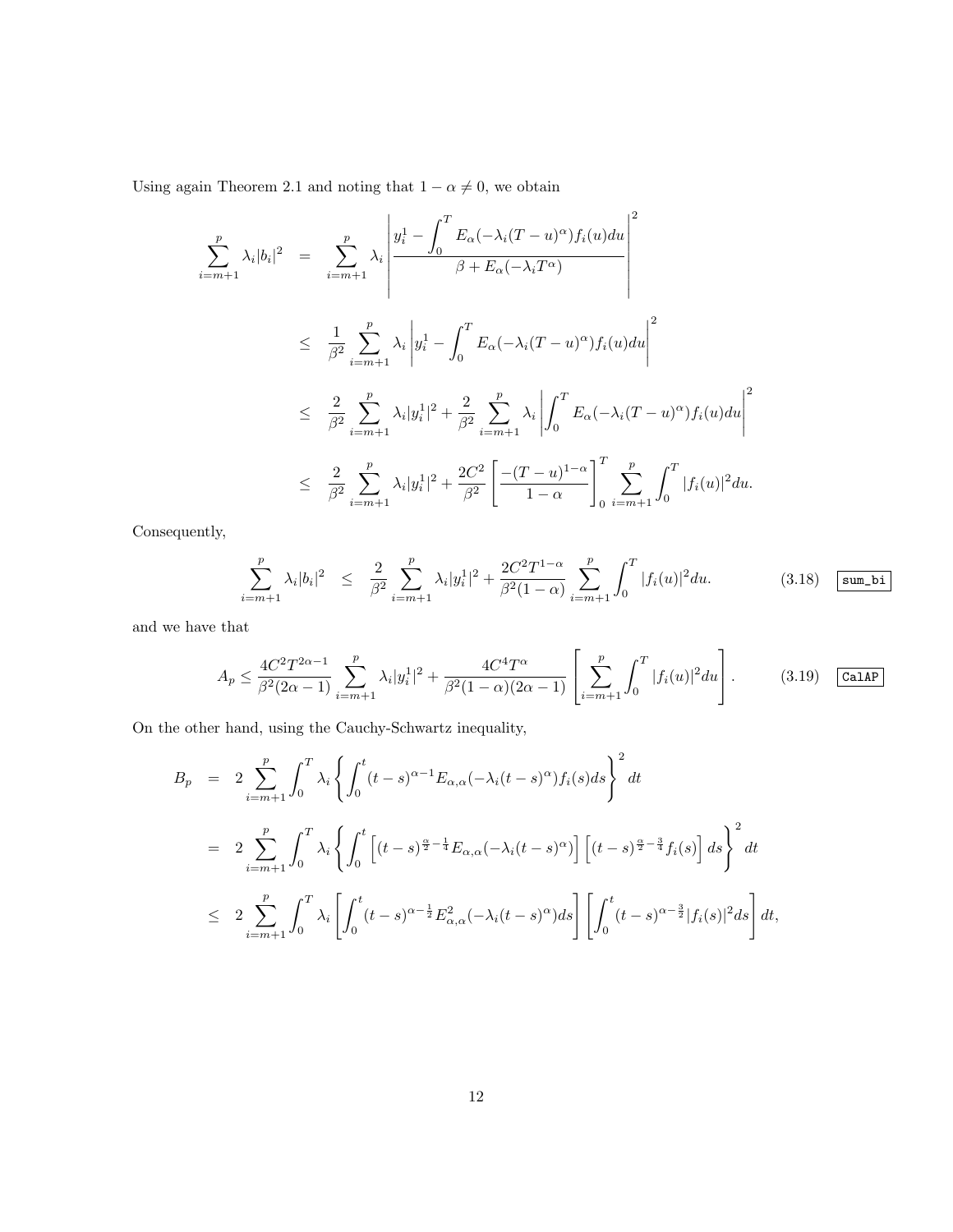Using again Theorem 2.1 and noting that $1-\alpha \neq 0$, we obtain

$$
\begin{aligned}
\sum_{i=m+1}^{p} \lambda_i |b_i|^2 &= \sum_{i=m+1}^{p} \lambda_i \left| \frac{y_i^1 - \int_0^T E_\alpha(-\lambda_i (T-u)^\alpha) f_i(u) du}{\beta + E_\alpha(-\lambda_i T^\alpha)} \right|^2 \\
&\leq \frac{1}{\beta^2} \sum_{i=m+1}^{p} \lambda_i \left| y_i^1 - \int_0^T E_\alpha(-\lambda_i (T-u)^\alpha) f_i(u) du \right|^2 \\
&\leq \frac{2}{\beta^2} \sum_{i=m+1}^{p} \lambda_i |y_i^1|^2 + \frac{2}{\beta^2} \sum_{i=m+1}^{p} \lambda_i \left| \int_0^T E_\alpha(-\lambda_i (T-u)^\alpha) f_i(u) du \right|^2 \\
&\leq \frac{2}{\beta^2} \sum_{i=m+1}^{p} \lambda_i |y_i^1|^2 + \frac{2C^2}{\beta^2} \left[ \frac{-(T-u)^{1-\alpha}}{1-\alpha} \right]_0^T \sum_{i=m+1}^{p} \int_0^T |f_i(u)|^2 du.
\end{aligned}
$$

Consequently,

$$
\sum_{i=m+1}^{p} \lambda_i |b_i|^2 \leq \frac{2}{\beta^2} \sum_{i=m+1}^{p} \lambda_i |y_i^1|^2 + \frac{2C^2 T^{1-\alpha}}{\beta^2 (1-\alpha)} \sum_{i=m+1}^{p} \int_0^T |f_i(u)|^2 du. \tag{3.18}
$$

and we have that

$$
A_p \leq \frac{4C^2 T^{2\alpha-1}}{\beta^2 (2\alpha - 1)} \sum_{i=m+1}^{p} \lambda_i |y_i^1|^2 + \frac{4C^4 T^\alpha}{\beta^2 (1-\alpha)(2\alpha-1)} \left[ \sum_{i=m+1}^{p} \int_0^T |f_i(u)|^2 du \right]. \tag{3.19}
$$

On the other hand, using the Cauchy-Schwartz inequality,

$$
\begin{aligned}
B_p &= 2 \sum_{i=m+1}^{p} \int_0^T \lambda_i \left\{ \int_0^t (t-s)^{\alpha-1} E_{\alpha,\alpha}(-\lambda_i (t-s)^\alpha) f_i(s) ds \right\}^2 dt \\
&= 2 \sum_{i=m+1}^{p} \int_0^T \lambda_i \left\{ \int_0^t \left[ (t-s)^{\frac{\alpha}{2}-\frac{1}{4}} E_{\alpha,\alpha}(-\lambda_i (t-s)^\alpha) \right] \left[ (t-s)^{\frac{\alpha}{2}-\frac{3}{4}} f_i(s) \right] ds \right\}^2 dt \\
&\leq 2 \sum_{i=m+1}^{p} \int_0^T \lambda_i \left[ \int_0^t (t-s)^{\alpha-\frac{1}{2}} E_{\alpha,\alpha}^2(-\lambda_i (t-s)^\alpha) ds \right] \left[ \int_0^t (t-s)^{\alpha-\frac{3}{2}} |f_i(s)|^2 ds \right] dt,
\end{aligned}
$$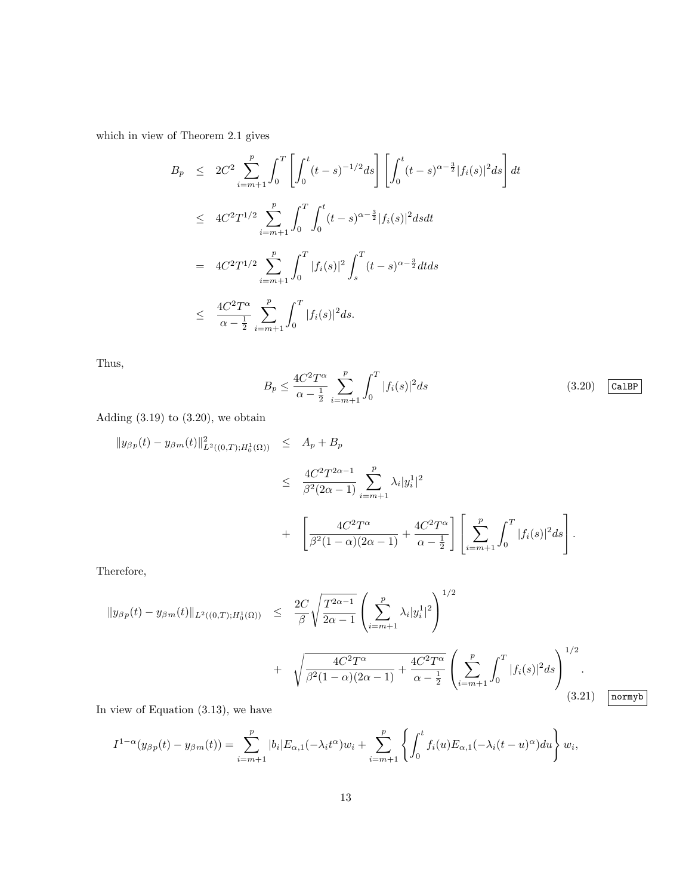which in view of Theorem 2.1 gives

$$
\begin{aligned}
B_p &\leq 2C^2 \sum_{i=m+1}^{p} \int_0^T \left[\int_0^t (t-s)^{-1/2} ds\right] \left[\int_0^t (t-s)^{\alpha-\frac{3}{2}} |f_i(s)|^2 ds\right] dt \\
&\leq 4C^2 T^{1/2} \sum_{i=m+1}^{p} \int_0^T \int_0^t (t-s)^{\alpha-\frac{3}{2}} |f_i(s)|^2 ds dt \\
&= 4C^2 T^{1/2} \sum_{i=m+1}^{p} \int_0^T |f_i(s)|^2 \int_s^T (t-s)^{\alpha-\frac{3}{2}} dt ds \\
&\leq \frac{4C^2 T^{\alpha}}{\alpha - \frac{1}{2}} \sum_{i=m+1}^{p} \int_0^T |f_i(s)|^2 ds.
\end{aligned}
$$

Thus,

$$
B_p \leq \frac{4C^2 T^{\alpha}}{\alpha - \frac{1}{2}} \sum_{i=m+1}^{p} \int_0^T |f_i(s)|^2 ds \tag{3.20}
$$

Adding (3.19) to (3.20), we obtain

$$
\begin{aligned}
\|y_{\beta p}(t) - y_{\beta m}(t)\|^2_{L^2((0,T);H_0^1(\Omega))} &\leq A_p + B_p \\
&\leq \frac{4C^2 T^{2\alpha-1}}{\beta^2(2\alpha-1)} \sum_{i=m+1}^{p} \lambda_i |y_i^1|^2 \\
&+ \left[\frac{4C^2 T^{\alpha}}{\beta^2(1-\alpha)(2\alpha-1)} + \frac{4C^2 T^{\alpha}}{\alpha - \frac{1}{2}}\right] \left[\sum_{i=m+1}^{p} \int_0^T |f_i(s)|^2 ds\right].
\end{aligned}
$$

Therefore,

$$
\begin{aligned}
\|y_{\beta p}(t) - y_{\beta m}(t)\|_{L^2((0,T);H_0^1(\Omega))} &\leq \frac{2C}{\beta} \sqrt{\frac{T^{2\alpha-1}}{2\alpha-1}} \left(\sum_{i=m+1}^{p} \lambda_i |y_i^1|^2\right)^{1/2} \\
&+ \sqrt{\frac{4C^2 T^{\alpha}}{\beta^2(1-\alpha)(2\alpha-1)} + \frac{4C^2 T^{\alpha}}{\alpha - \frac{1}{2}}} \left(\sum_{i=m+1}^{p} \int_0^T |f_i(s)|^2 ds\right)^{1/2}.
\end{aligned} \tag{3.21}
$$

In view of Equation (3.13), we have

$$
I^{1-\alpha}(y_{\beta p}(t) - y_{\beta m}(t)) = \sum_{i=m+1}^{p} |b_i| E_{\alpha,1}(-\lambda_i t^{\alpha}) w_i + \sum_{i=m+1}^{p} \left\{\int_0^t f_i(u) E_{\alpha,1}(-\lambda_i (t-u)^{\alpha}) du\right\} w_i,
$$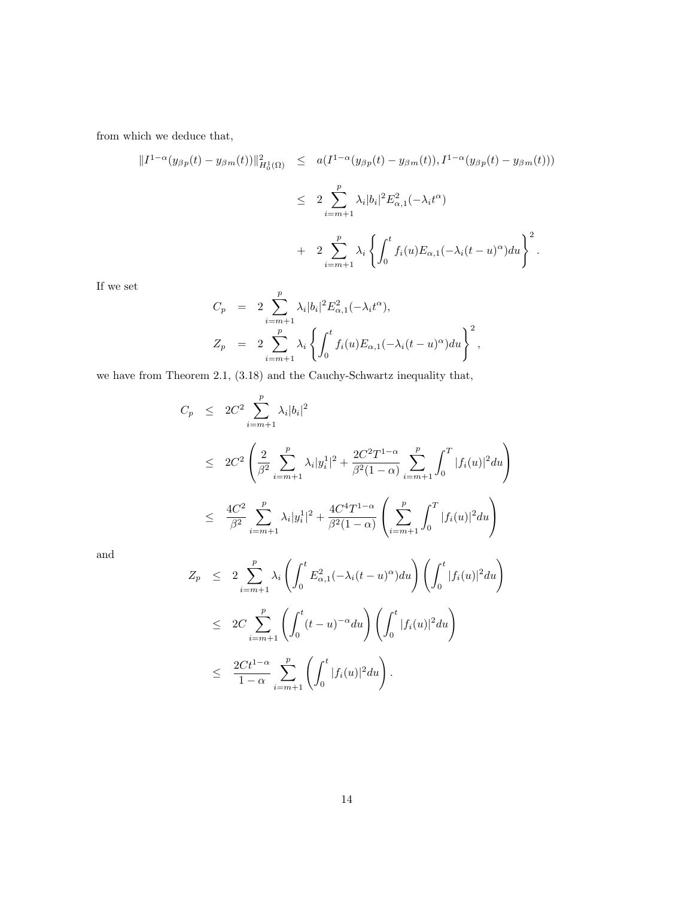from which we deduce that,

$$
\begin{aligned}
\|I^{1-\alpha}(y_{\beta p}(t) - y_{\beta m}(t))\|^2_{H^1_0(\Omega)} &\leq a(I^{1-\alpha}(y_{\beta p}(t) - y_{\beta m}(t)), I^{1-\alpha}(y_{\beta p}(t) - y_{\beta m}(t))) \\
&\leq 2\sum_{i=m+1}^{p} \lambda_i |b_i|^2 E^2_{\alpha,1}(-\lambda_i t^\alpha) \\
&+ 2\sum_{i=m+1}^{p} \lambda_i \left\{ \int_0^t f_i(u) E_{\alpha,1}(-\lambda_i (t-u)^\alpha) du \right\}^2 .
\end{aligned}
$$

If we set

$$
\begin{aligned}
C_p &= 2\sum_{i=m+1}^{p} \lambda_i |b_i|^2 E^2_{\alpha,1}(-\lambda_i t^\alpha), \\
Z_p &= 2\sum_{i=m+1}^{p} \lambda_i \left\{ \int_0^t f_i(u) E_{\alpha,1}(-\lambda_i (t-u)^\alpha) du \right\}^2 ,
\end{aligned}
$$

we have from Theorem 2.1, (3.18) and the Cauchy-Schwartz inequality that,

$$
\begin{aligned}
C_p &\leq 2C^2 \sum_{i=m+1}^{p} \lambda_i |b_i|^2 \\
&\leq 2C^2 \left( \frac{2}{\beta^2} \sum_{i=m+1}^{p} \lambda_i |y_i^1|^2 + \frac{2C^2 T^{1-\alpha}}{\beta^2(1-\alpha)} \sum_{i=m+1}^{p} \int_0^T |f_i(u)|^2 du \right) \\
&\leq \frac{4C^2}{\beta^2} \sum_{i=m+1}^{p} \lambda_i |y_i^1|^2 + \frac{4C^4 T^{1-\alpha}}{\beta^2(1-\alpha)} \left( \sum_{i=m+1}^{p} \int_0^T |f_i(u)|^2 du \right)
\end{aligned}
$$

and

$$
\begin{aligned}
Z_p &\leq 2\sum_{i=m+1}^{p} \lambda_i \left( \int_0^t E^2_{\alpha,1}(-\lambda_i (t-u)^\alpha) du \right) \left( \int_0^t |f_i(u)|^2 du \right) \\
&\leq 2C \sum_{i=m+1}^{p} \left( \int_0^t (t-u)^{-\alpha} du \right) \left( \int_0^t |f_i(u)|^2 du \right) \\
&\leq \frac{2C t^{1-\alpha}}{1-\alpha} \sum_{i=m+1}^{p} \left( \int_0^t |f_i(u)|^2 du \right).
\end{aligned}
$$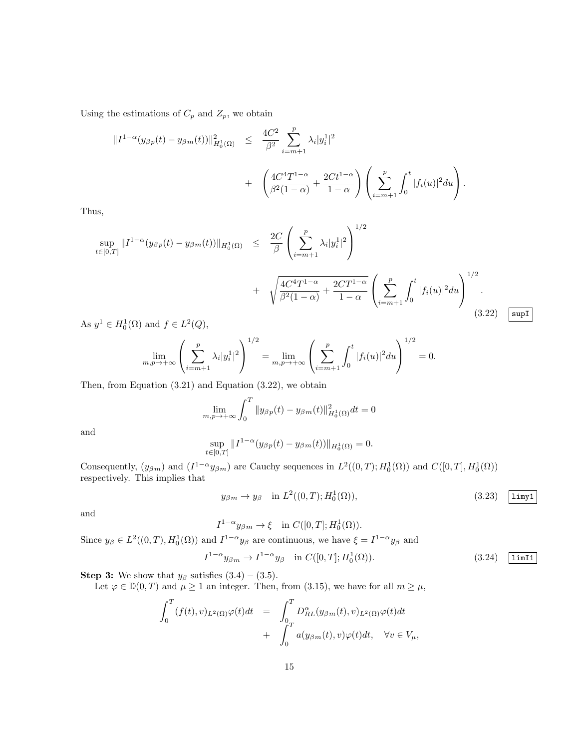Using the estimations of $C_p$ and $Z_p$, we obtain

$$
\begin{aligned}
\|I^{1-\alpha}(y_{\beta p}(t) - y_{\beta m}(t))\|^2_{H^1_0(\Omega)} &\leq \frac{4C^2}{\beta^2} \sum_{i=m+1}^{p} \lambda_i |y_i^1|^2 \\
&+ \left( \frac{4C^4 T^{1-\alpha}}{\beta^2(1-\alpha)} + \frac{2Ct^{1-\alpha}}{1-\alpha} \right) \left( \sum_{i=m+1}^{p} \int_0^t |f_i(u)|^2 du \right).
\end{aligned}
$$

Thus,

$$
\begin{aligned}
\sup_{t\in[0,T]} \|I^{1-\alpha}(y_{\beta p}(t) - y_{\beta m}(t))\|_{H^1_0(\Omega)} &\leq \frac{2C}{\beta} \left( \sum_{i=m+1}^{p} \lambda_i |y_i^1|^2 \right)^{1/2} \\
&+ \sqrt{\frac{4C^4 T^{1-\alpha}}{\beta^2(1-\alpha)} + \frac{2CT^{1-\alpha}}{1-\alpha}} \left( \sum_{i=m+1}^{p} \int_0^t |f_i(u)|^2 du \right)^{1/2}.
\end{aligned}
\tag{3.22}
$$

As $y^1 \in H^1_0(\Omega)$ and $f \in L^2(Q)$,

$$
\lim_{m,p\to+\infty} \left( \sum_{i=m+1}^{p} \lambda_i |y_i^1|^2 \right)^{1/2} = \lim_{m,p\to+\infty} \left( \sum_{i=m+1}^{p} \int_0^t |f_i(u)|^2 du \right)^{1/2} = 0.
$$

Then, from Equation (3.21) and Equation (3.22), we obtain

$$
\lim_{m,p\to+\infty} \int_0^T \|y_{\beta p}(t) - y_{\beta m}(t)\|^2_{H^1_0(\Omega)} dt = 0
$$

and

$$
\sup_{t\in[0,T]} \|I^{1-\alpha}(y_{\beta p}(t) - y_{\beta m}(t))\|_{H^1_0(\Omega)} = 0.
$$

Consequently, $(y_{\beta m})$ and $(I^{1-\alpha} y_{\beta m})$ are Cauchy sequences in $L^2((0,T); H^1_0(\Omega))$ and $C([0,T], H^1_0(\Omega))$ respectively. This implies that

$$
y_{\beta m} \to y_\beta \quad \text{in } L^2((0,T); H^1_0(\Omega)), \tag{3.23}
$$

and

$$
I^{1-\alpha} y_{\beta m} \to \xi \quad \text{in } C([0,T]; H^1_0(\Omega)).
$$

Since $y_\beta \in L^2((0,T), H^1_0(\Omega))$ and $I^{1-\alpha} y_\beta$ are continuous, we have $\xi = I^{1-\alpha} y_\beta$ and

$$
I^{1-\alpha} y_{\beta m} \to I^{1-\alpha} y_\beta \quad \text{in } C([0,T]; H^1_0(\Omega)). \tag{3.24}
$$

**Step 3:** We show that $y_\beta$ satisfies (3.4) – (3.5).

Let $\varphi \in \mathbb{D}(0,T)$ and $\mu \geq 1$ an integer. Then, from (3.15), we have for all $m \geq \mu$,

$$
\begin{aligned}
\int_0^T (f(t), v)_{L^2(\Omega)} \varphi(t) dt &= \int_0^T D^\alpha_{RL} (y_{\beta m}(t), v)_{L^2(\Omega)} \varphi(t) dt \\
&+ \int_0^T a(y_{\beta m}(t), v) \varphi(t) dt, \quad \forall v \in V_\mu,
\end{aligned}
$$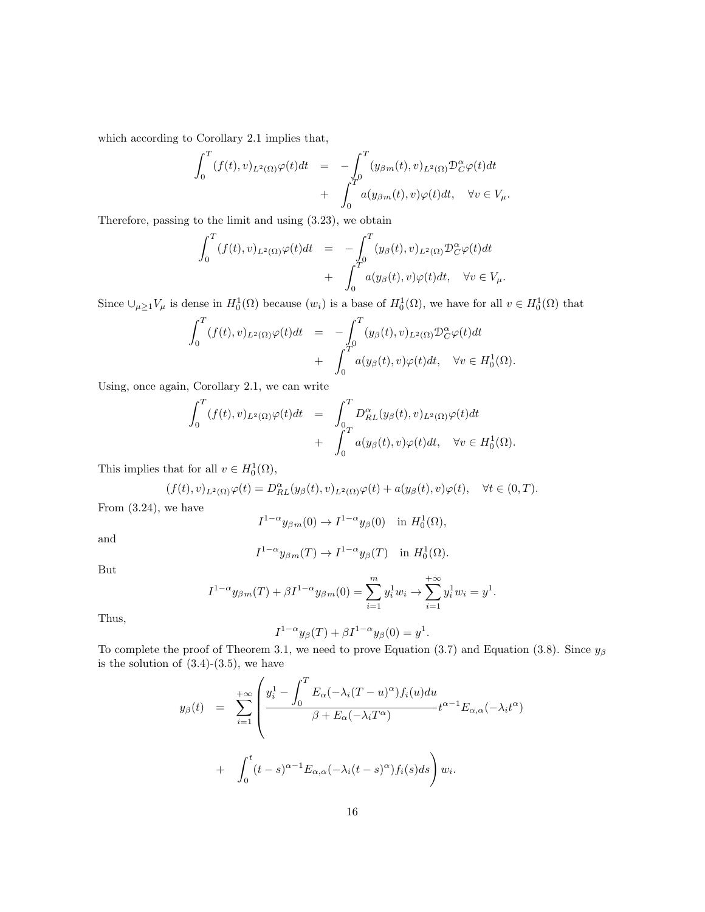which according to Corollary 2.1 implies that,

$$
\begin{aligned}
\int_0^T (f(t),v)_{L^2(\Omega)}\varphi(t)dt &= -\int_0^T (y_{\beta m}(t),v)_{L^2(\Omega)}\mathcal{D}_C^\alpha\varphi(t)dt \\
&+ \int_0^T a(y_{\beta m}(t),v)\varphi(t)dt, \quad \forall v\in V_\mu.
\end{aligned}
$$

Therefore, passing to the limit and using (3.23), we obtain

$$
\begin{aligned}
\int_0^T (f(t),v)_{L^2(\Omega)}\varphi(t)dt &= -\int_0^T (y_{\beta}(t),v)_{L^2(\Omega)}\mathcal{D}_C^\alpha\varphi(t)dt \\
&+ \int_0^T a(y_{\beta}(t),v)\varphi(t)dt, \quad \forall v\in V_\mu.
\end{aligned}
$$

Since $\cup_{\mu\geq 1}V_\mu$ is dense in $H_0^1(\Omega)$ because $(w_i)$ is a base of $H_0^1(\Omega)$, we have for all $v\in H_0^1(\Omega)$ that

$$
\begin{aligned}
\int_0^T (f(t),v)_{L^2(\Omega)}\varphi(t)dt &= -\int_0^T (y_{\beta}(t),v)_{L^2(\Omega)}\mathcal{D}_C^\alpha\varphi(t)dt \\
&+ \int_0^T a(y_{\beta}(t),v)\varphi(t)dt, \quad \forall v\in H_0^1(\Omega).
\end{aligned}
$$

Using, once again, Corollary 2.1, we can write

$$
\begin{aligned}
\int_0^T (f(t),v)_{L^2(\Omega)}\varphi(t)dt &= \int_0^T D_{RL}^\alpha(y_{\beta}(t),v)_{L^2(\Omega)}\varphi(t)dt \\
&+ \int_0^T a(y_{\beta}(t),v)\varphi(t)dt, \quad \forall v\in H_0^1(\Omega).
\end{aligned}
$$

This implies that for all $v\in H_0^1(\Omega)$,

$$
(f(t),v)_{L^2(\Omega)}\varphi(t) = D_{RL}^\alpha(y_\beta(t),v)_{L^2(\Omega)}\varphi(t) + a(y_\beta(t),v)\varphi(t), \quad \forall t\in(0,T).
$$

From (3.24), we have

$$
I^{1-\alpha}y_{\beta m}(0)\to I^{1-\alpha}y_\beta(0) \quad \text{in } H_0^1(\Omega),
$$

and

$$
I^{1-\alpha}y_{\beta m}(T)\to I^{1-\alpha}y_\beta(T) \quad \text{in } H_0^1(\Omega).
$$

But

$$
I^{1-\alpha}y_{\beta m}(T)+\beta I^{1-\alpha}y_{\beta m}(0) = \sum_{i=1}^m y_i^1 w_i \to \sum_{i=1}^{+\infty} y_i^1 w_i = y^1.
$$

Thus,

$$
I^{1-\alpha}y_\beta(T)+\beta I^{1-\alpha}y_\beta(0) = y^1.
$$

To complete the proof of Theorem 3.1, we need to prove Equation (3.7) and Equation (3.8). Since $y_\beta$ is the solution of (3.4)-(3.5), we have

$$
\begin{aligned}
y_\beta(t) &= \sum_{i=1}^{+\infty}\left(\frac{y_i^1-\displaystyle\int_0^T E_\alpha(-\lambda_i(T-u)^\alpha)f_i(u)du}{\beta+E_\alpha(-\lambda_iT^\alpha)}t^{\alpha-1}E_{\alpha,\alpha}(-\lambda_it^\alpha)\right. \\
&+ \left.\int_0^t (t-s)^{\alpha-1}E_{\alpha,\alpha}(-\lambda_i(t-s)^\alpha)f_i(s)ds\right)w_i.
\end{aligned}
$$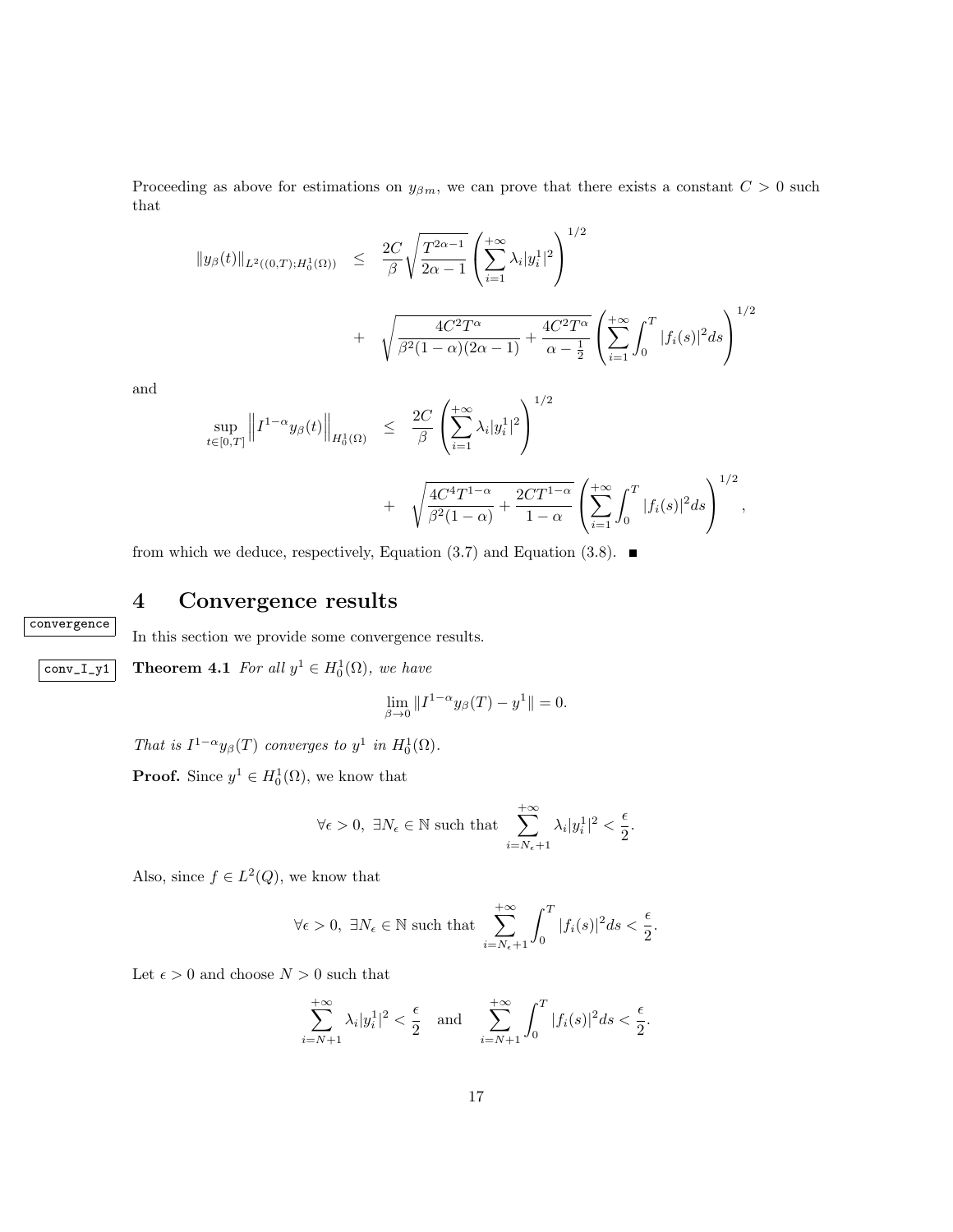Proceeding as above for estimations on $y_{\beta m}$, we can prove that there exists a constant $C > 0$ such that

$$
\begin{aligned}
\|y_\beta(t)\|_{L^2((0,T);H_0^1(\Omega))} \quad &\leq \quad \frac{2C}{\beta}\sqrt{\frac{T^{2\alpha-1}}{2\alpha-1}}\left(\sum_{i=1}^{+\infty}\lambda_i|y_i^1|^2\right)^{1/2} \\
&+ \quad \sqrt{\frac{4C^2T^\alpha}{\beta^2(1-\alpha)(2\alpha-1)}+\frac{4C^2T^\alpha}{\alpha-\frac{1}{2}}}\left(\sum_{i=1}^{+\infty}\int_0^T|f_i(s)|^2ds\right)^{1/2}
\end{aligned}
$$

and

$$
\begin{aligned}
\sup_{t\in[0,T]}\left\|I^{1-\alpha}y_\beta(t)\right\|_{H_0^1(\Omega)} \quad &\leq \quad \frac{2C}{\beta}\left(\sum_{i=1}^{+\infty}\lambda_i|y_i^1|^2\right)^{1/2} \\
&+ \quad \sqrt{\frac{4C^4T^{1-\alpha}}{\beta^2(1-\alpha)}+\frac{2CT^{1-\alpha}}{1-\alpha}}\left(\sum_{i=1}^{+\infty}\int_0^T|f_i(s)|^2ds\right)^{1/2},
\end{aligned}
$$

from which we deduce, respectively, Equation (3.7) and Equation (3.8). ∎

# 4 Convergence results

In this section we provide some convergence results.

**Theorem 4.1** *For all $y^1 \in H_0^1(\Omega)$, we have*

$$\lim_{\beta\to 0}\|I^{1-\alpha}y_\beta(T) - y^1\| = 0.$$

*That is $I^{1-\alpha}y_\beta(T)$ converges to $y^1$ in $H_0^1(\Omega)$.*

**Proof.** Since $y^1 \in H_0^1(\Omega)$, we know that

$$\forall\epsilon > 0,\ \exists N_\epsilon \in \mathbb{N} \text{ such that } \sum_{i=N_\epsilon+1}^{+\infty}\lambda_i|y_i^1|^2 < \frac{\epsilon}{2}.$$

Also, since $f \in L^2(Q)$, we know that

$$\forall\epsilon > 0,\ \exists N_\epsilon \in \mathbb{N} \text{ such that } \sum_{i=N_\epsilon+1}^{+\infty}\int_0^T|f_i(s)|^2ds < \frac{\epsilon}{2}.$$

Let $\epsilon > 0$ and choose $N > 0$ such that

$$\sum_{i=N+1}^{+\infty}\lambda_i|y_i^1|^2 < \frac{\epsilon}{2} \quad \text{and} \quad \sum_{i=N+1}^{+\infty}\int_0^T|f_i(s)|^2ds < \frac{\epsilon}{2}.$$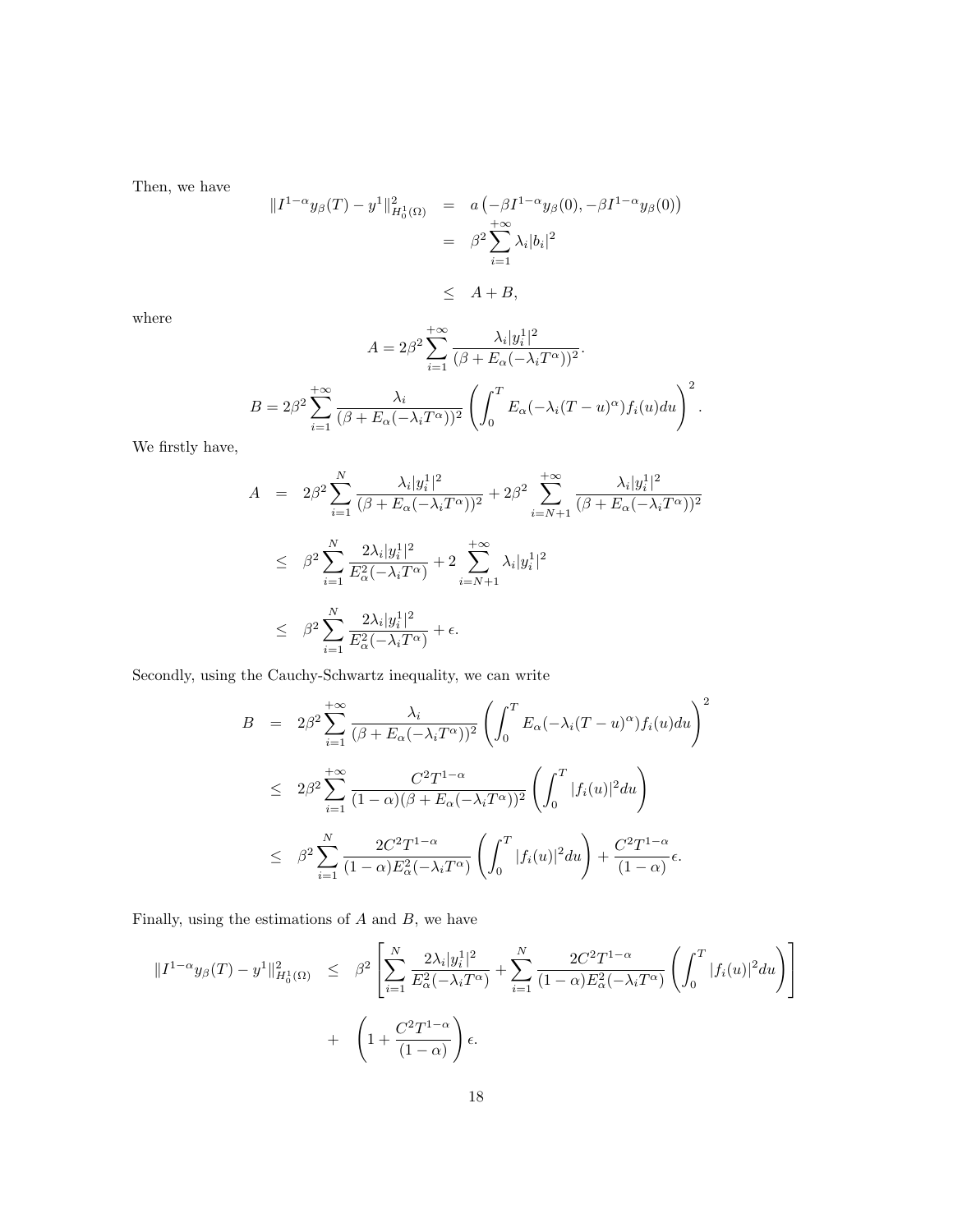Then, we have

$$
\begin{aligned}
\|I^{1-\alpha}y_\beta(T) - y^1\|^2_{H_0^1(\Omega)} &= a\left(-\beta I^{1-\alpha}y_\beta(0), -\beta I^{1-\alpha}y_\beta(0)\right) \\
&= \beta^2 \sum_{i=1}^{+\infty} \lambda_i |b_i|^2 \\
&\leq A + B,
\end{aligned}
$$

where

$$
A = 2\beta^2 \sum_{i=1}^{+\infty} \frac{\lambda_i |y_i^1|^2}{(\beta + E_\alpha(-\lambda_i T^\alpha))^2}.
$$

$$
B = 2\beta^2 \sum_{i=1}^{+\infty} \frac{\lambda_i}{(\beta + E_\alpha(-\lambda_i T^\alpha))^2} \left( \int_0^T E_\alpha(-\lambda_i (T-u)^\alpha) f_i(u) du \right)^2.
$$

We firstly have,

$$
\begin{aligned}
A &= 2\beta^2 \sum_{i=1}^{N} \frac{\lambda_i |y_i^1|^2}{(\beta + E_\alpha(-\lambda_i T^\alpha))^2} + 2\beta^2 \sum_{i=N+1}^{+\infty} \frac{\lambda_i |y_i^1|^2}{(\beta + E_\alpha(-\lambda_i T^\alpha))^2} \\
&\leq \beta^2 \sum_{i=1}^{N} \frac{2\lambda_i |y_i^1|^2}{E_\alpha^2(-\lambda_i T^\alpha)} + 2 \sum_{i=N+1}^{+\infty} \lambda_i |y_i^1|^2 \\
&\leq \beta^2 \sum_{i=1}^{N} \frac{2\lambda_i |y_i^1|^2}{E_\alpha^2(-\lambda_i T^\alpha)} + \epsilon.
\end{aligned}
$$

Secondly, using the Cauchy-Schwartz inequality, we can write

$$
\begin{aligned}
B &= 2\beta^2 \sum_{i=1}^{+\infty} \frac{\lambda_i}{(\beta + E_\alpha(-\lambda_i T^\alpha))^2} \left( \int_0^T E_\alpha(-\lambda_i (T-u)^\alpha) f_i(u) du \right)^2 \\
&\leq 2\beta^2 \sum_{i=1}^{+\infty} \frac{C^2 T^{1-\alpha}}{(1-\alpha)(\beta + E_\alpha(-\lambda_i T^\alpha))^2} \left( \int_0^T |f_i(u)|^2 du \right) \\
&\leq \beta^2 \sum_{i=1}^{N} \frac{2C^2 T^{1-\alpha}}{(1-\alpha) E_\alpha^2(-\lambda_i T^\alpha)} \left( \int_0^T |f_i(u)|^2 du \right) + \frac{C^2 T^{1-\alpha}}{(1-\alpha)} \epsilon.
\end{aligned}
$$

Finally, using the estimations of $A$ and $B$, we have

$$
\begin{aligned}
\|I^{1-\alpha}y_\beta(T) - y^1\|^2_{H_0^1(\Omega)} &\leq \beta^2 \left[ \sum_{i=1}^{N} \frac{2\lambda_i |y_i^1|^2}{E_\alpha^2(-\lambda_i T^\alpha)} + \sum_{i=1}^{N} \frac{2C^2 T^{1-\alpha}}{(1-\alpha) E_\alpha^2(-\lambda_i T^\alpha)} \left( \int_0^T |f_i(u)|^2 du \right) \right] \\
&+ \left( 1 + \frac{C^2 T^{1-\alpha}}{(1-\alpha)} \right) \epsilon.
\end{aligned}
$$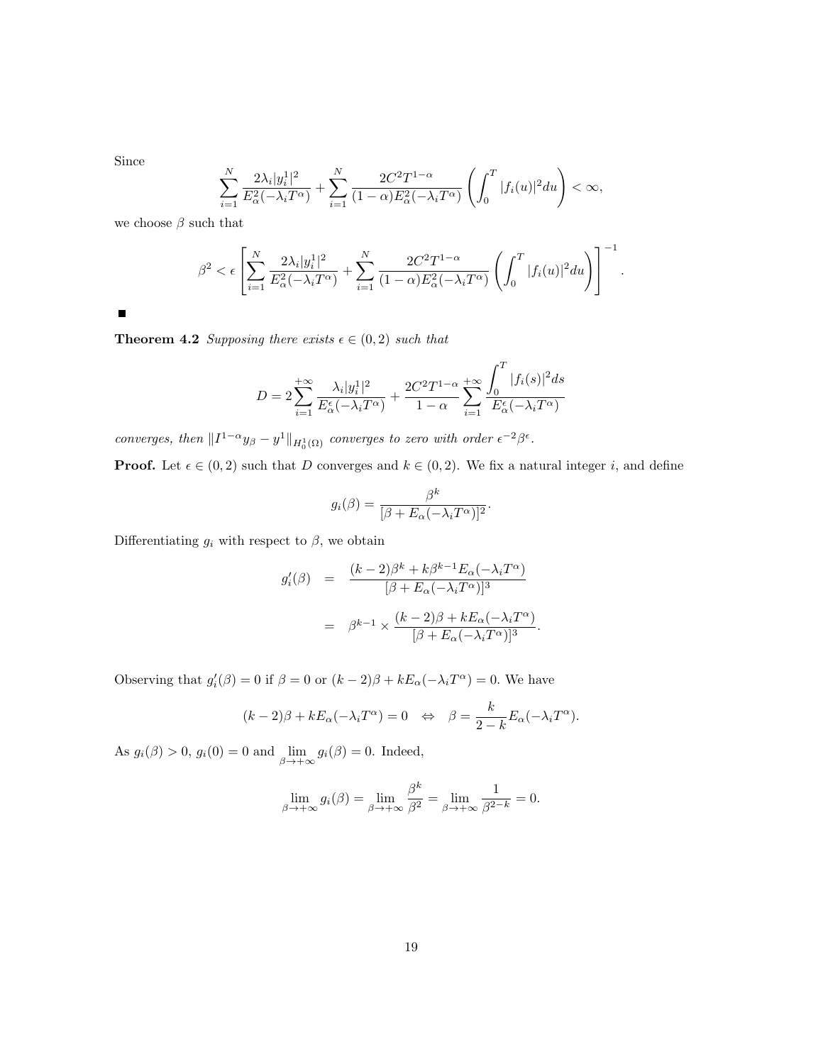Since

$$\sum_{i=1}^{N} \frac{2\lambda_i |y_i^1|^2}{E_\alpha^2(-\lambda_i T^\alpha)} + \sum_{i=1}^{N} \frac{2C^2 T^{1-\alpha}}{(1-\alpha)E_\alpha^2(-\lambda_i T^\alpha)} \left( \int_0^T |f_i(u)|^2 du \right) < \infty,$$

we choose $\beta$ such that

$$\beta^2 < \epsilon \left[ \sum_{i=1}^{N} \frac{2\lambda_i |y_i^1|^2}{E_\alpha^2(-\lambda_i T^\alpha)} + \sum_{i=1}^{N} \frac{2C^2 T^{1-\alpha}}{(1-\alpha)E_\alpha^2(-\lambda_i T^\alpha)} \left( \int_0^T |f_i(u)|^2 du \right) \right]^{-1}.$$

■

**Theorem 4.2** *Supposing there exists $\epsilon \in (0, 2)$ such that*

$$D = 2 \sum_{i=1}^{+\infty} \frac{\lambda_i |y_i^1|^2}{E_\alpha^\epsilon(-\lambda_i T^\alpha)} + \frac{2C^2 T^{1-\alpha}}{1-\alpha} \sum_{i=1}^{+\infty} \frac{\displaystyle\int_0^T |f_i(s)|^2 ds}{E_\alpha^\epsilon(-\lambda_i T^\alpha)}$$

*converges, then $\|I^{1-\alpha} y_\beta - y^1\|_{H_0^1(\Omega)}$ converges to zero with order $\epsilon^{-2}\beta^\epsilon$.*

**Proof.** Let $\epsilon \in (0, 2)$ such that $D$ converges and $k \in (0, 2)$. We fix a natural integer $i$, and define

$$g_i(\beta) = \frac{\beta^k}{[\beta + E_\alpha(-\lambda_i T^\alpha)]^2}.$$

Differentiating $g_i$ with respect to $\beta$, we obtain

$$\begin{aligned} g_i'(\beta) &= \frac{(k-2)\beta^k + k\beta^{k-1} E_\alpha(-\lambda_i T^\alpha)}{[\beta + E_\alpha(-\lambda_i T^\alpha)]^3} \\ &= \beta^{k-1} \times \frac{(k-2)\beta + k E_\alpha(-\lambda_i T^\alpha)}{[\beta + E_\alpha(-\lambda_i T^\alpha)]^3}. \end{aligned}$$

Observing that $g_i'(\beta) = 0$ if $\beta = 0$ or $(k-2)\beta + kE_\alpha(-\lambda_i T^\alpha) = 0$. We have

$$(k-2)\beta + kE_\alpha(-\lambda_i T^\alpha) = 0 \quad \Leftrightarrow \quad \beta = \frac{k}{2-k} E_\alpha(-\lambda_i T^\alpha).$$

As $g_i(\beta) > 0$, $g_i(0) = 0$ and $\lim_{\beta \to +\infty} g_i(\beta) = 0$. Indeed,

$$\lim_{\beta \to +\infty} g_i(\beta) = \lim_{\beta \to +\infty} \frac{\beta^k}{\beta^2} = \lim_{\beta \to +\infty} \frac{1}{\beta^{2-k}} = 0.$$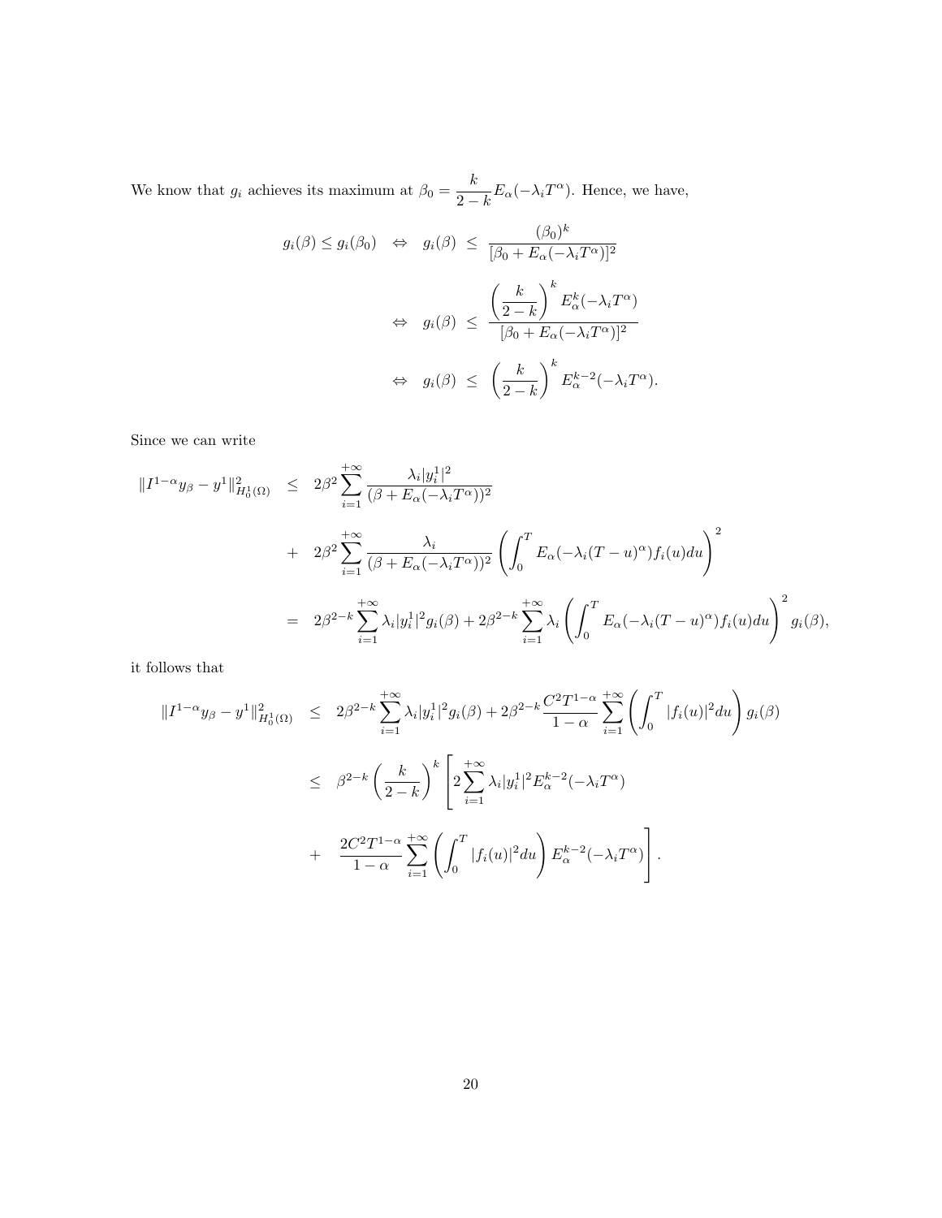We know that $g_i$ achieves its maximum at $\beta_0 = \dfrac{k}{2-k} E_\alpha(-\lambda_i T^\alpha)$. Hence, we have,

$$
\begin{aligned}
g_i(\beta) \leq g_i(\beta_0) \quad \Leftrightarrow \quad g_i(\beta) \; &\leq \; \frac{(\beta_0)^k}{[\beta_0 + E_\alpha(-\lambda_i T^\alpha)]^2} \\
\Leftrightarrow \quad g_i(\beta) \; &\leq \; \frac{\left(\dfrac{k}{2-k}\right)^k E_\alpha^k(-\lambda_i T^\alpha)}{[\beta_0 + E_\alpha(-\lambda_i T^\alpha)]^2} \\
\Leftrightarrow \quad g_i(\beta) \; &\leq \; \left(\frac{k}{2-k}\right)^k E_\alpha^{k-2}(-\lambda_i T^\alpha).
\end{aligned}
$$

Since we can write

$$
\begin{aligned}
\|I^{1-\alpha} y_\beta - y^1\|^2_{H_0^1(\Omega)} \;&\leq\; 2\beta^2 \sum_{i=1}^{+\infty} \frac{\lambda_i |y_i^1|^2}{(\beta + E_\alpha(-\lambda_i T^\alpha))^2} \\
&+\; 2\beta^2 \sum_{i=1}^{+\infty} \frac{\lambda_i}{(\beta + E_\alpha(-\lambda_i T^\alpha))^2} \left( \int_0^T E_\alpha(-\lambda_i (T-u)^\alpha) f_i(u) du \right)^2 \\
&=\; 2\beta^{2-k} \sum_{i=1}^{+\infty} \lambda_i |y_i^1|^2 g_i(\beta) + 2\beta^{2-k} \sum_{i=1}^{+\infty} \lambda_i \left( \int_0^T E_\alpha(-\lambda_i (T-u)^\alpha) f_i(u) du \right)^2 g_i(\beta),
\end{aligned}
$$

it follows that

$$
\begin{aligned}
\|I^{1-\alpha} y_\beta - y^1\|^2_{H_0^1(\Omega)} \;&\leq\; 2\beta^{2-k} \sum_{i=1}^{+\infty} \lambda_i |y_i^1|^2 g_i(\beta) + 2\beta^{2-k} \frac{C^2 T^{1-\alpha}}{1-\alpha} \sum_{i=1}^{+\infty} \left( \int_0^T |f_i(u)|^2 du \right) g_i(\beta) \\
&\leq\; \beta^{2-k} \left(\frac{k}{2-k}\right)^k \left[ 2 \sum_{i=1}^{+\infty} \lambda_i |y_i^1|^2 E_\alpha^{k-2}(-\lambda_i T^\alpha) \right. \\
&+\; \left. \frac{2C^2 T^{1-\alpha}}{1-\alpha} \sum_{i=1}^{+\infty} \left( \int_0^T |f_i(u)|^2 du \right) E_\alpha^{k-2}(-\lambda_i T^\alpha) \right].
\end{aligned}
$$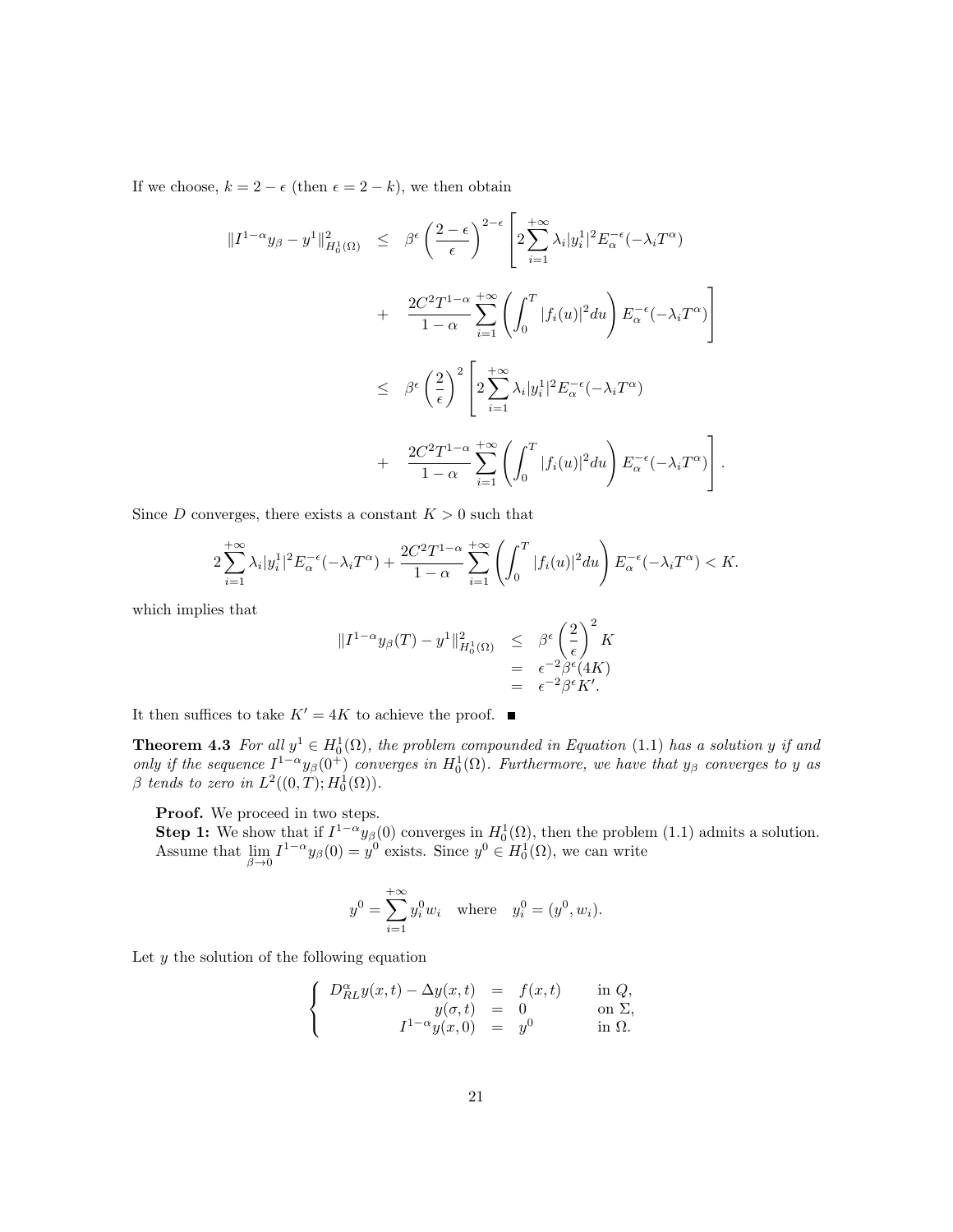If we choose, $k = 2 - \epsilon$ (then $\epsilon = 2 - k$), we then obtain

$$
\begin{aligned}
\|I^{1-\alpha} y_\beta - y^1\|^2_{H^1_0(\Omega)} &\leq \beta^\epsilon \left(\frac{2-\epsilon}{\epsilon}\right)^{2-\epsilon} \left[ 2\sum_{i=1}^{+\infty} \lambda_i |y_i^1|^2 E_\alpha^{-\epsilon}(-\lambda_i T^\alpha) \right. \\
&+ \left. \frac{2C^2 T^{1-\alpha}}{1-\alpha} \sum_{i=1}^{+\infty} \left( \int_0^T |f_i(u)|^2 du \right) E_\alpha^{-\epsilon}(-\lambda_i T^\alpha) \right] \\
&\leq \beta^\epsilon \left(\frac{2}{\epsilon}\right)^2 \left[ 2\sum_{i=1}^{+\infty} \lambda_i |y_i^1|^2 E_\alpha^{-\epsilon}(-\lambda_i T^\alpha) \right. \\
&+ \left. \frac{2C^2 T^{1-\alpha}}{1-\alpha} \sum_{i=1}^{+\infty} \left( \int_0^T |f_i(u)|^2 du \right) E_\alpha^{-\epsilon}(-\lambda_i T^\alpha) \right].
\end{aligned}
$$

Since $D$ converges, there exists a constant $K > 0$ such that

$$
2\sum_{i=1}^{+\infty} \lambda_i |y_i^1|^2 E_\alpha^{-\epsilon}(-\lambda_i T^\alpha) + \frac{2C^2 T^{1-\alpha}}{1-\alpha} \sum_{i=1}^{+\infty} \left( \int_0^T |f_i(u)|^2 du \right) E_\alpha^{-\epsilon}(-\lambda_i T^\alpha) < K.
$$

which implies that

$$
\begin{aligned}
\|I^{1-\alpha} y_\beta(T) - y^1\|^2_{H^1_0(\Omega)} &\leq \beta^\epsilon \left(\frac{2}{\epsilon}\right)^2 K \\
&= \epsilon^{-2} \beta^\epsilon (4K) \\
&= \epsilon^{-2} \beta^\epsilon K'.
\end{aligned}
$$

It then suffices to take $K' = 4K$ to achieve the proof. ∎

**Theorem 4.3** *For all $y^1 \in H^1_0(\Omega)$, the problem compounded in Equation (1.1) has a solution $y$ if and only if the sequence $I^{1-\alpha} y_\beta(0^+)$ converges in $H^1_0(\Omega)$. Furthermore, we have that $y_\beta$ converges to $y$ as $\beta$ tends to zero in $L^2((0,T); H^1_0(\Omega))$.*

**Proof.** We proceed in two steps.

**Step 1:** We show that if $I^{1-\alpha} y_\beta(0)$ converges in $H^1_0(\Omega)$, then the problem (1.1) admits a solution. Assume that $\lim_{\beta \to 0} I^{1-\alpha} y_\beta(0) = y^0$ exists. Since $y^0 \in H^1_0(\Omega)$, we can write

$$
y^0 = \sum_{i=1}^{+\infty} y_i^0 w_i \quad \text{where} \quad y_i^0 = (y^0, w_i).
$$

Let $y$ the solution of the following equation

$$
\left\{
\begin{array}{rcll}
D^\alpha_{RL} y(x,t) - \Delta y(x,t) &=& f(x,t) & \text{in } Q, \\
y(\sigma, t) &=& 0 & \text{on } \Sigma, \\
I^{1-\alpha} y(x,0) &=& y^0 & \text{in } \Omega.
\end{array}
\right.
$$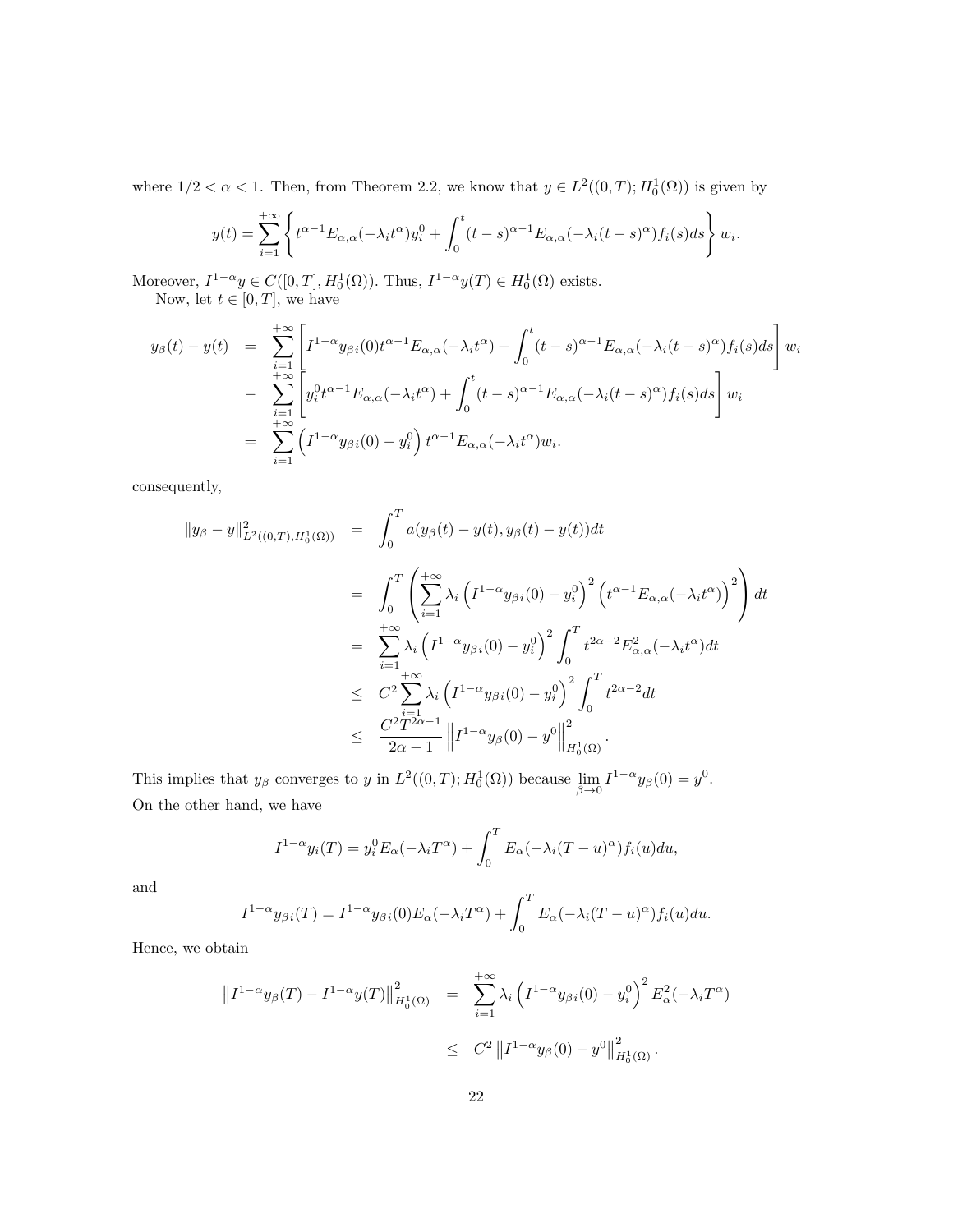where $1/2 < \alpha < 1$. Then, from Theorem 2.2, we know that $y \in L^2((0,T);H_0^1(\Omega))$ is given by

$$y(t) = \sum_{i=1}^{+\infty} \left\{ t^{\alpha-1} E_{\alpha,\alpha}(-\lambda_i t^\alpha) y_i^0 + \int_0^t (t-s)^{\alpha-1} E_{\alpha,\alpha}(-\lambda_i (t-s)^\alpha) f_i(s) ds \right\} w_i.$$

Moreover, $I^{1-\alpha} y \in C([0,T], H_0^1(\Omega))$. Thus, $I^{1-\alpha} y(T) \in H_0^1(\Omega)$ exists.

Now, let $t \in [0,T]$, we have

$$\begin{aligned}
y_\beta(t) - y(t) &= \sum_{i=1}^{+\infty} \left[ I^{1-\alpha} y_{\beta i}(0) t^{\alpha-1} E_{\alpha,\alpha}(-\lambda_i t^\alpha) + \int_0^t (t-s)^{\alpha-1} E_{\alpha,\alpha}(-\lambda_i (t-s)^\alpha) f_i(s) ds \right] w_i \\
&- \sum_{i=1}^{+\infty} \left[ y_i^0 t^{\alpha-1} E_{\alpha,\alpha}(-\lambda_i t^\alpha) + \int_0^t (t-s)^{\alpha-1} E_{\alpha,\alpha}(-\lambda_i (t-s)^\alpha) f_i(s) ds \right] w_i \\
&= \sum_{i=1}^{+\infty} \left( I^{1-\alpha} y_{\beta i}(0) - y_i^0 \right) t^{\alpha-1} E_{\alpha,\alpha}(-\lambda_i t^\alpha) w_i.
\end{aligned}$$

consequently,

$$\begin{aligned}
\|y_\beta - y\|^2_{L^2((0,T),H_0^1(\Omega))} &= \int_0^T a(y_\beta(t) - y(t), y_\beta(t) - y(t)) dt \\
&= \int_0^T \left( \sum_{i=1}^{+\infty} \lambda_i \left( I^{1-\alpha} y_{\beta i}(0) - y_i^0 \right)^2 \left( t^{\alpha-1} E_{\alpha,\alpha}(-\lambda_i t^\alpha) \right)^2 \right) dt \\
&= \sum_{i=1}^{+\infty} \lambda_i \left( I^{1-\alpha} y_{\beta i}(0) - y_i^0 \right)^2 \int_0^T t^{2\alpha-2} E^2_{\alpha,\alpha}(-\lambda_i t^\alpha) dt \\
&\leq C^2 \sum_{i=1}^{+\infty} \lambda_i \left( I^{1-\alpha} y_{\beta i}(0) - y_i^0 \right)^2 \int_0^T t^{2\alpha-2} dt \\
&\leq \frac{C^2 T^{2\alpha-1}}{2\alpha - 1} \left\| I^{1-\alpha} y_\beta(0) - y^0 \right\|^2_{H_0^1(\Omega)}.
\end{aligned}$$

This implies that $y_\beta$ converges to $y$ in $L^2((0,T);H_0^1(\Omega))$ because $\lim\limits_{\beta \to 0} I^{1-\alpha} y_\beta(0) = y^0$.

On the other hand, we have

$$I^{1-\alpha} y_i(T) = y_i^0 E_\alpha(-\lambda_i T^\alpha) + \int_0^T E_\alpha(-\lambda_i (T-u)^\alpha) f_i(u) du,$$

and

$$I^{1-\alpha} y_{\beta i}(T) = I^{1-\alpha} y_{\beta i}(0) E_\alpha(-\lambda_i T^\alpha) + \int_0^T E_\alpha(-\lambda_i (T-u)^\alpha) f_i(u) du.$$

Hence, we obtain

$$\begin{aligned}
\left\| I^{1-\alpha} y_\beta(T) - I^{1-\alpha} y(T) \right\|^2_{H_0^1(\Omega)} &= \sum_{i=1}^{+\infty} \lambda_i \left( I^{1-\alpha} y_{\beta i}(0) - y_i^0 \right)^2 E^2_\alpha(-\lambda_i T^\alpha) \\
&\leq C^2 \left\| I^{1-\alpha} y_\beta(0) - y^0 \right\|^2_{H_0^1(\Omega)}.
\end{aligned}$$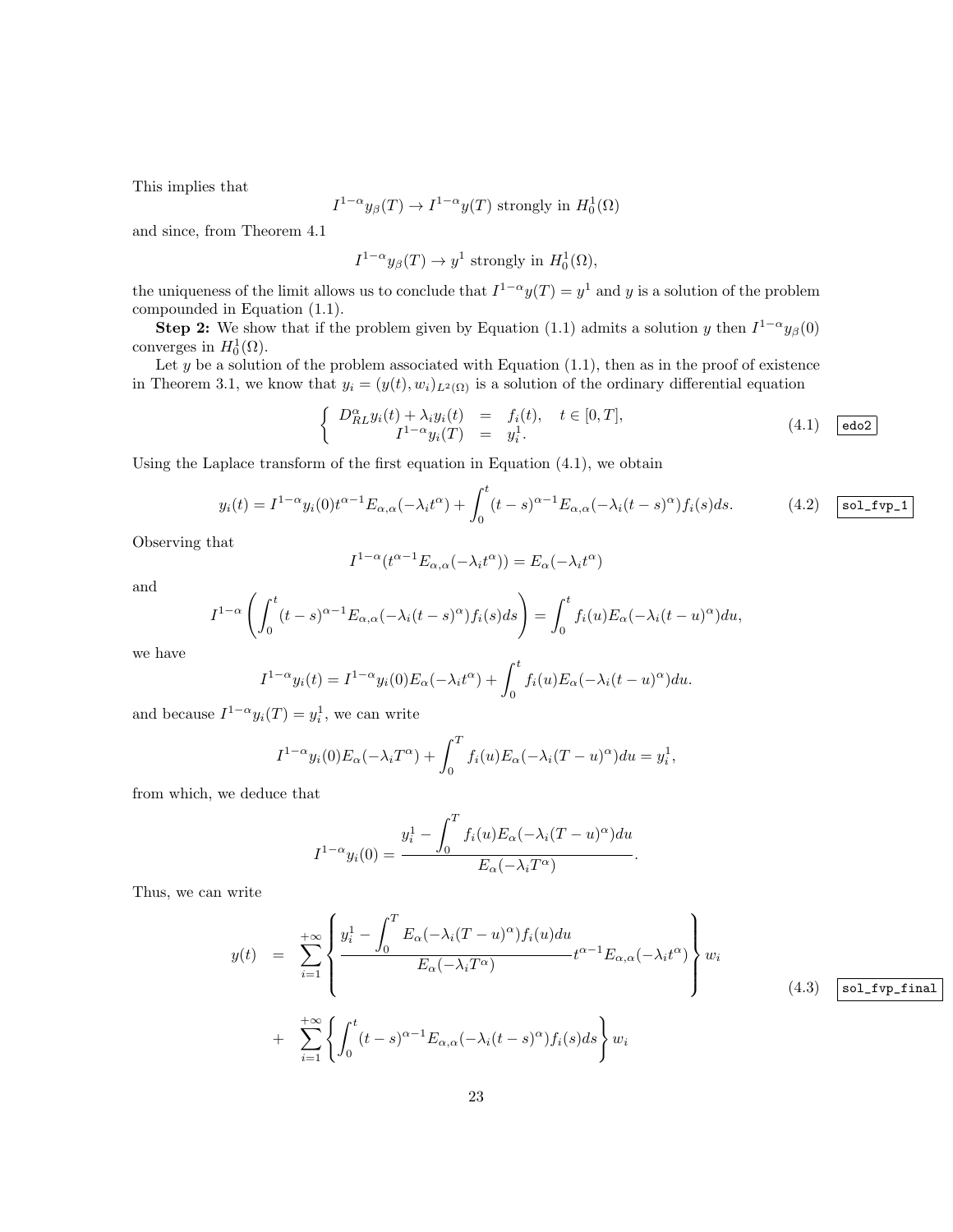This implies that

$$I^{1-\alpha}y_\beta(T) \to I^{1-\alpha}y(T) \text{ strongly in } H_0^1(\Omega)$$

and since, from Theorem 4.1

$$I^{1-\alpha}y_\beta(T) \to y^1 \text{ strongly in } H_0^1(\Omega),$$

the uniqueness of the limit allows us to conclude that $I^{1-\alpha}y(T) = y^1$ and $y$ is a solution of the problem compounded in Equation (1.1).

**Step 2:** We show that if the problem given by Equation (1.1) admits a solution $y$ then $I^{1-\alpha}y_\beta(0)$ converges in $H_0^1(\Omega)$.

Let $y$ be a solution of the problem associated with Equation (1.1), then as in the proof of existence in Theorem 3.1, we know that $y_i = (y(t), w_i)_{L^2(\Omega)}$ is a solution of the ordinary differential equation

$$\left\{ \begin{array}{rcl} D^\alpha_{RL} y_i(t) + \lambda_i y_i(t) & = & f_i(t), \quad t \in [0,T], \\ I^{1-\alpha} y_i(T) & = & y_i^1. \end{array} \right. \tag{4.1}$$

Using the Laplace transform of the first equation in Equation (4.1), we obtain

$$y_i(t) = I^{1-\alpha}y_i(0)t^{\alpha-1}E_{\alpha,\alpha}(-\lambda_i t^\alpha) + \int_0^t (t-s)^{\alpha-1}E_{\alpha,\alpha}(-\lambda_i(t-s)^\alpha)f_i(s)ds. \tag{4.2}$$

Observing that

$$I^{1-\alpha}(t^{\alpha-1}E_{\alpha,\alpha}(-\lambda_i t^\alpha)) = E_\alpha(-\lambda_i t^\alpha)$$

and

$$I^{1-\alpha}\left(\int_0^t (t-s)^{\alpha-1}E_{\alpha,\alpha}(-\lambda_i(t-s)^\alpha)f_i(s)ds\right) = \int_0^t f_i(u)E_\alpha(-\lambda_i(t-u)^\alpha)du,$$

we have

$$I^{1-\alpha}y_i(t) = I^{1-\alpha}y_i(0)E_\alpha(-\lambda_i t^\alpha) + \int_0^t f_i(u)E_\alpha(-\lambda_i(t-u)^\alpha)du.$$

and because $I^{1-\alpha}y_i(T) = y_i^1$, we can write

$$I^{1-\alpha}y_i(0)E_\alpha(-\lambda_i T^\alpha) + \int_0^T f_i(u)E_\alpha(-\lambda_i(T-u)^\alpha)du = y_i^1,$$

from which, we deduce that

$$I^{1-\alpha}y_i(0) = \frac{y_i^1 - \displaystyle\int_0^T f_i(u)E_\alpha(-\lambda_i(T-u)^\alpha)du}{E_\alpha(-\lambda_i T^\alpha)}.$$

Thus, we can write

$$\begin{aligned} y(t) &= \sum_{i=1}^{+\infty}\left\{\frac{y_i^1 - \displaystyle\int_0^T E_\alpha(-\lambda_i(T-u)^\alpha)f_i(u)du}{E_\alpha(-\lambda_i T^\alpha)}t^{\alpha-1}E_{\alpha,\alpha}(-\lambda_i t^\alpha)\right\}w_i \\ &+ \sum_{i=1}^{+\infty}\left\{\int_0^t (t-s)^{\alpha-1}E_{\alpha,\alpha}(-\lambda_i(t-s)^\alpha)f_i(s)ds\right\}w_i \end{aligned} \tag{4.3}$$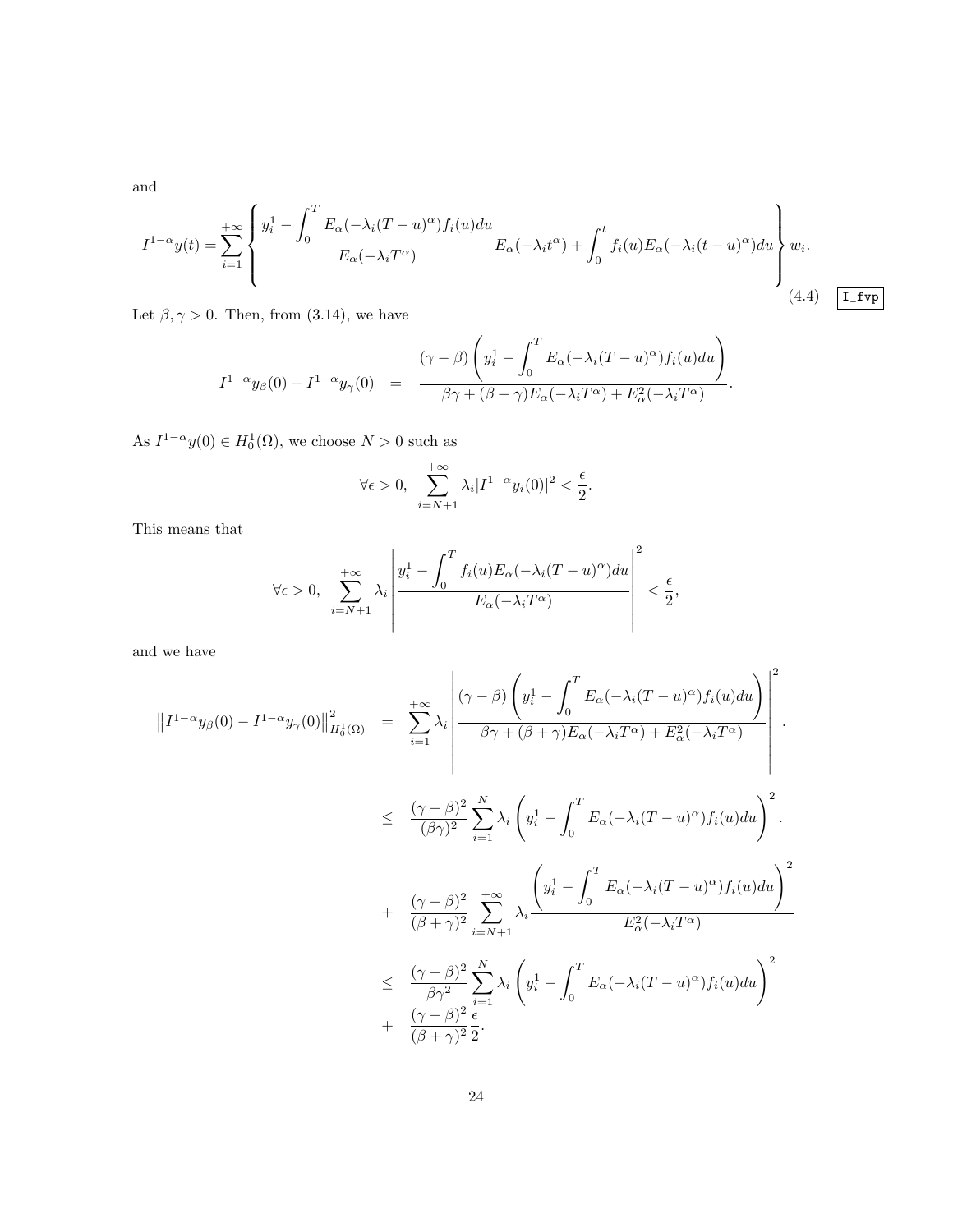and

$$I^{1-\alpha}y(t) = \sum_{i=1}^{+\infty} \left\{ \frac{y_i^1 - \displaystyle\int_0^T E_\alpha(-\lambda_i(T-u)^\alpha) f_i(u)du}{E_\alpha(-\lambda_i T^\alpha)} E_\alpha(-\lambda_i t^\alpha) + \int_0^t f_i(u) E_\alpha(-\lambda_i(t-u)^\alpha)du \right\} w_i. \tag{4.4}$$

Let $\beta, \gamma > 0$. Then, from (3.14), we have

$$I^{1-\alpha}y_\beta(0) - I^{1-\alpha}y_\gamma(0) = \frac{(\gamma-\beta)\left(y_i^1 - \displaystyle\int_0^T E_\alpha(-\lambda_i(T-u)^\alpha) f_i(u)du\right)}{\beta\gamma + (\beta+\gamma)E_\alpha(-\lambda_i T^\alpha) + E_\alpha^2(-\lambda_i T^\alpha)}.$$

As $I^{1-\alpha}y(0) \in H_0^1(\Omega)$, we choose $N > 0$ such as

$$\forall \epsilon > 0, \quad \sum_{i=N+1}^{+\infty} \lambda_i |I^{1-\alpha}y_i(0)|^2 < \frac{\epsilon}{2}.$$

This means that

$$\forall \epsilon > 0, \quad \sum_{i=N+1}^{+\infty} \lambda_i \left| \frac{y_i^1 - \displaystyle\int_0^T f_i(u) E_\alpha(-\lambda_i(T-u)^\alpha)du}{E_\alpha(-\lambda_i T^\alpha)} \right|^2 < \frac{\epsilon}{2},$$

and we have

$$\begin{aligned}
\left\| I^{1-\alpha}y_\beta(0) - I^{1-\alpha}y_\gamma(0) \right\|^2_{H_0^1(\Omega)} &= \sum_{i=1}^{+\infty} \lambda_i \left| \frac{(\gamma-\beta)\left(y_i^1 - \displaystyle\int_0^T E_\alpha(-\lambda_i(T-u)^\alpha) f_i(u)du\right)}{\beta\gamma + (\beta+\gamma)E_\alpha(-\lambda_i T^\alpha) + E_\alpha^2(-\lambda_i T^\alpha)} \right|^2. \\
&\leq \frac{(\gamma-\beta)^2}{(\beta\gamma)^2} \sum_{i=1}^{N} \lambda_i \left( y_i^1 - \int_0^T E_\alpha(-\lambda_i(T-u)^\alpha) f_i(u)du \right)^2. \\
&+ \frac{(\gamma-\beta)^2}{(\beta+\gamma)^2} \sum_{i=N+1}^{+\infty} \lambda_i \frac{\left( y_i^1 - \displaystyle\int_0^T E_\alpha(-\lambda_i(T-u)^\alpha) f_i(u)du \right)^2}{E_\alpha^2(-\lambda_i T^\alpha)} \\
&\leq \frac{(\gamma-\beta)^2}{\beta\gamma^2} \sum_{i=1}^{N} \lambda_i \left( y_i^1 - \int_0^T E_\alpha(-\lambda_i(T-u)^\alpha) f_i(u)du \right)^2 \\
&+ \frac{(\gamma-\beta)^2}{(\beta+\gamma)^2} \frac{\epsilon}{2}.
\end{aligned}$$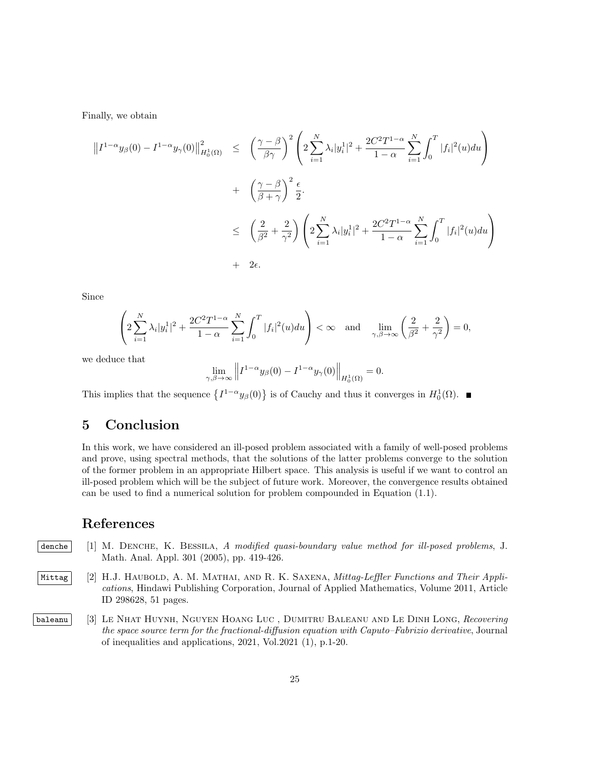Finally, we obtain

$$
\begin{aligned}
\left\|I^{1-\alpha}y_\beta(0)-I^{1-\alpha}y_\gamma(0)\right\|^2_{H^1_0(\Omega)} &\leq \left(\frac{\gamma-\beta}{\beta\gamma}\right)^2\left(2\sum_{i=1}^{N}\lambda_i|y_i^1|^2+\frac{2C^2T^{1-\alpha}}{1-\alpha}\sum_{i=1}^{N}\int_0^T|f_i|^2(u)du\right)\\
&+ \left(\frac{\gamma-\beta}{\beta+\gamma}\right)^2\frac{\epsilon}{2}.\\
&\leq \left(\frac{2}{\beta^2}+\frac{2}{\gamma^2}\right)\left(2\sum_{i=1}^{N}\lambda_i|y_i^1|^2+\frac{2C^2T^{1-\alpha}}{1-\alpha}\sum_{i=1}^{N}\int_0^T|f_i|^2(u)du\right)\\
&+ 2\epsilon.
\end{aligned}
$$

Since

$$
\left(2\sum_{i=1}^{N}\lambda_i|y_i^1|^2+\frac{2C^2T^{1-\alpha}}{1-\alpha}\sum_{i=1}^{N}\int_0^T|f_i|^2(u)du\right)<\infty \quad \text{and} \quad \lim_{\gamma,\beta\to\infty}\left(\frac{2}{\beta^2}+\frac{2}{\gamma^2}\right)=0,
$$

we deduce that

$$
\lim_{\gamma,\beta\to\infty}\left\|I^{1-\alpha}y_\beta(0)-I^{1-\alpha}y_\gamma(0)\right\|_{H^1_0(\Omega)}=0.
$$

This implies that the sequence $\left\{I^{1-\alpha}y_\beta(0)\right\}$ is of Cauchy and thus it converges in $H^1_0(\Omega)$. ■

## 5 Conclusion

In this work, we have considered an ill-posed problem associated with a family of well-posed problems and prove, using spectral methods, that the solutions of the latter problems converge to the solution of the former problem in an appropriate Hilbert space. This analysis is useful if we want to control an ill-posed problem which will be the subject of future work. Moreover, the convergence results obtained can be used to find a numerical solution for problem compounded in Equation (1.1).

## References

[1] M. Denche, K. Bessila, *A modified quasi-boundary value method for ill-posed problems*, J. Math. Anal. Appl. 301 (2005), pp. 419-426.

[2] H.J. Haubold, A. M. Mathai, and R. K. Saxena, *Mittag-Leffler Functions and Their Applications*, Hindawi Publishing Corporation, Journal of Applied Mathematics, Volume 2011, Article ID 298628, 51 pages.

[3] Le Nhat Huynh, Nguyen Hoang Luc , Dumitru Baleanu and Le Dinh Long, *Recovering the space source term for the fractional-diffusion equation with Caputo–Fabrizio derivative*, Journal of inequalities and applications, 2021, Vol.2021 (1), p.1-20.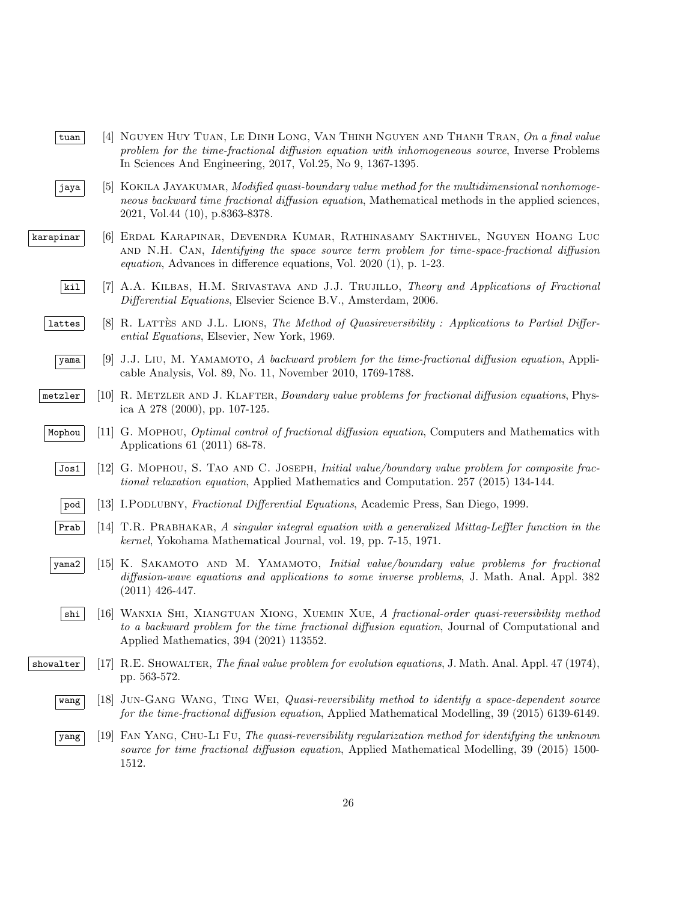[4] Nguyen Huy Tuan, Le Dinh Long, Van Thinh Nguyen and Thanh Tran, *On a final value problem for the time-fractional diffusion equation with inhomogeneous source*, Inverse Problems In Sciences And Engineering, 2017, Vol.25, No 9, 1367-1395.

[5] Kokila Jayakumar, *Modified quasi-boundary value method for the multidimensional nonhomogeneous backward time fractional diffusion equation*, Mathematical methods in the applied sciences, 2021, Vol.44 (10), p.8363-8378.

[6] Erdal Karapinar, Devendra Kumar, Rathinasamy Sakthivel, Nguyen Hoang Luc and N.H. Can, *Identifying the space source term problem for time-space-fractional diffusion equation*, Advances in difference equations, Vol. 2020 (1), p. 1-23.

[7] A.A. Kilbas, H.M. Srivastava and J.J. Trujillo, *Theory and Applications of Fractional Differential Equations*, Elsevier Science B.V., Amsterdam, 2006.

[8] R. Lattès and J.L. Lions, *The Method of Quasireversibility : Applications to Partial Differential Equations*, Elsevier, New York, 1969.

[9] J.J. Liu, M. Yamamoto, *A backward problem for the time-fractional diffusion equation*, Applicable Analysis, Vol. 89, No. 11, November 2010, 1769-1788.

[10] R. Metzler and J. Klafter, *Boundary value problems for fractional diffusion equations*, Physica A 278 (2000), pp. 107-125.

[11] G. Mophou, *Optimal control of fractional diffusion equation*, Computers and Mathematics with Applications 61 (2011) 68-78.

[12] G. Mophou, S. Tao and C. Joseph, *Initial value/boundary value problem for composite fractional relaxation equation*, Applied Mathematics and Computation. 257 (2015) 134-144.

[13] I.Podlubny, *Fractional Differential Equations*, Academic Press, San Diego, 1999.

[14] T.R. Prabhakar, *A singular integral equation with a generalized Mittag-Leffler function in the kernel*, Yokohama Mathematical Journal, vol. 19, pp. 7-15, 1971.

[15] K. Sakamoto and M. Yamamoto, *Initial value/boundary value problems for fractional diffusion-wave equations and applications to some inverse problems*, J. Math. Anal. Appl. 382 (2011) 426-447.

[16] Wanxia Shi, Xiangtuan Xiong, Xuemin Xue, *A fractional-order quasi-reversibility method to a backward problem for the time fractional diffusion equation*, Journal of Computational and Applied Mathematics, 394 (2021) 113552.

[17] R.E. Showalter, *The final value problem for evolution equations*, J. Math. Anal. Appl. 47 (1974), pp. 563-572.

[18] Jun-Gang Wang, Ting Wei, *Quasi-reversibility method to identify a space-dependent source for the time-fractional diffusion equation*, Applied Mathematical Modelling, 39 (2015) 6139-6149.

[19] Fan Yang, Chu-Li Fu, *The quasi-reversibility regularization method for identifying the unknown source for time fractional diffusion equation*, Applied Mathematical Modelling, 39 (2015) 1500-1512.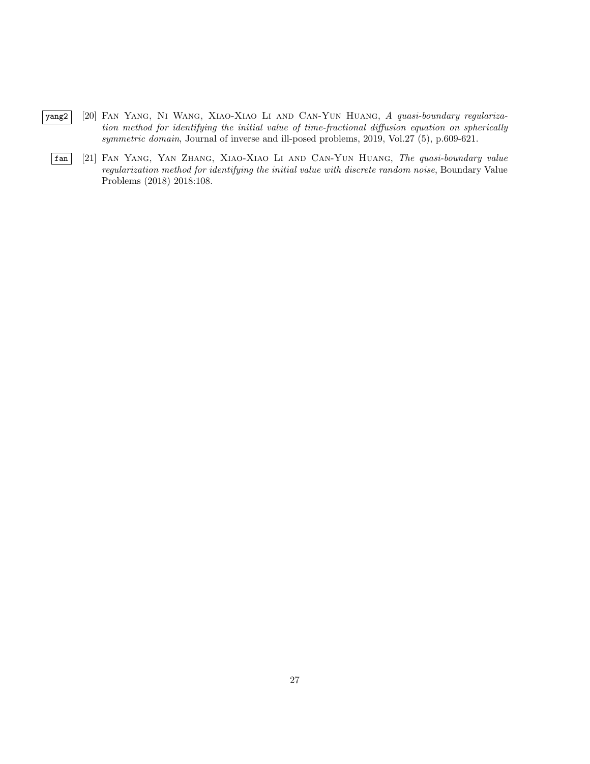[20] Fan Yang, Ni Wang, Xiao-Xiao Li and Can-Yun Huang, *A quasi-boundary regularization method for identifying the initial value of time-fractional diffusion equation on spherically symmetric domain*, Journal of inverse and ill-posed problems, 2019, Vol.27 (5), p.609-621.

[21] Fan Yang, Yan Zhang, Xiao-Xiao Li and Can-Yun Huang, *The quasi-boundary value regularization method for identifying the initial value with discrete random noise*, Boundary Value Problems (2018) 2018:108.